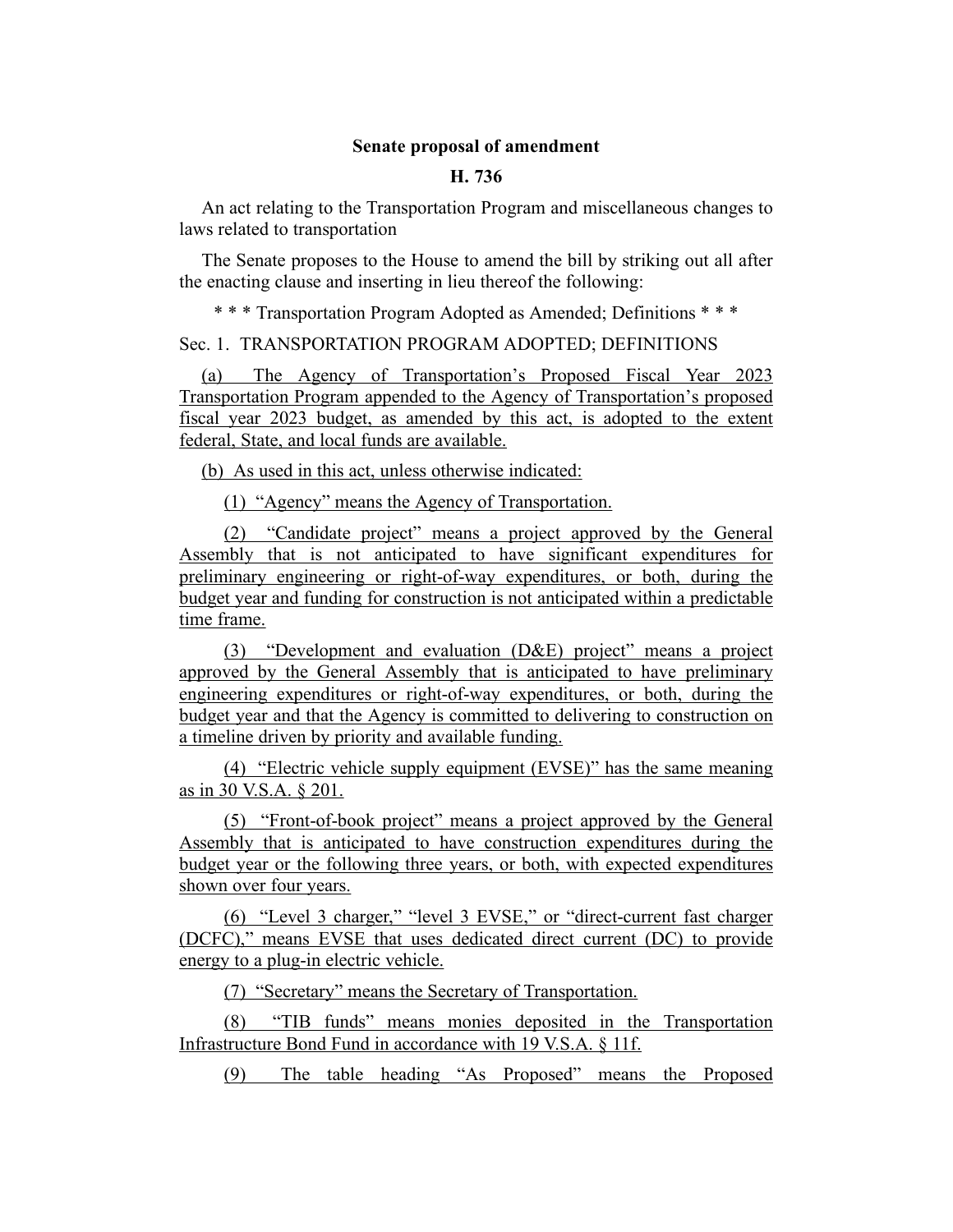**Senate proposal of amendment**

**H. 736**

An act relating to the Transportation Program and miscellaneous changes to laws related to transportation

The Senate proposes to the House to amend the bill by striking out all after the enacting clause and inserting in lieu thereof the following:

\* \* \* Transportation Program Adopted as Amended; Definitions \* \* \*

Sec. 1. TRANSPORTATION PROGRAM ADOPTED; DEFINITIONS

(a) The Agency of Transportation's Proposed Fiscal Year 2023 Transportation Program appended to the Agency of Transportation's proposed fiscal year 2023 budget, as amended by this act, is adopted to the extent federal, State, and local funds are available.

(b) As used in this act, unless otherwise indicated:

(1) "Agency" means the Agency of Transportation.

(2) "Candidate project" means a project approved by the General Assembly that is not anticipated to have significant expenditures for preliminary engineering or right-of-way expenditures, or both, during the budget year and funding for construction is not anticipated within a predictable time frame.

(3) "Development and evaluation (D&E) project" means a project approved by the General Assembly that is anticipated to have preliminary engineering expenditures or right-of-way expenditures, or both, during the budget year and that the Agency is committed to delivering to construction on a timeline driven by priority and available funding.

(4) "Electric vehicle supply equipment (EVSE)" has the same meaning as in 30 V.S.A. § 201.

(5) "Front-of-book project" means a project approved by the General Assembly that is anticipated to have construction expenditures during the budget year or the following three years, or both, with expected expenditures shown over four years.

(6) "Level 3 charger," "level 3 EVSE," or "direct-current fast charger (DCFC)," means EVSE that uses dedicated direct current (DC) to provide energy to a plug-in electric vehicle.

(7) "Secretary" means the Secretary of Transportation.

(8) "TIB funds" means monies deposited in the Transportation Infrastructure Bond Fund in accordance with 19 V.S.A. § 11f.

(9) The table heading "As Proposed" means the Proposed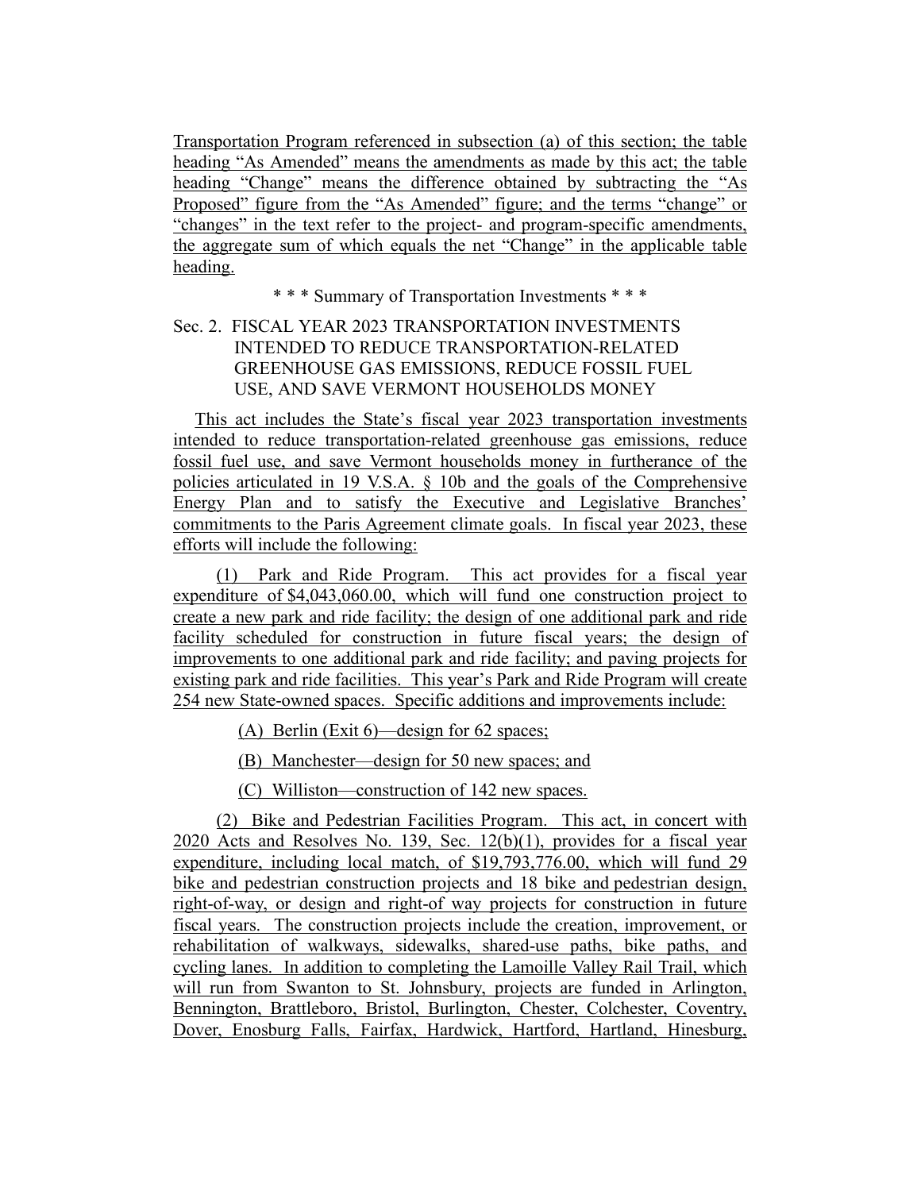Transportation Program referenced in subsection (a) of this section; the table heading "As Amended" means the amendments as made by this act; the table heading "Change" means the difference obtained by subtracting the "As Proposed" figure from the "As Amended" figure; and the terms "change" or "changes" in the text refer to the project- and program-specific amendments, the aggregate sum of which equals the net "Change" in the applicable table heading.

\* \* \* Summary of Transportation Investments \* \* \*

Sec. 2. FISCAL YEAR 2023 TRANSPORTATION INVESTMENTS INTENDED TO REDUCE TRANSPORTATION-RELATED GREENHOUSE GAS EMISSIONS, REDUCE FOSSIL FUEL USE, AND SAVE VERMONT HOUSEHOLDS MONEY

This act includes the State's fiscal year 2023 transportation investments intended to reduce transportation-related greenhouse gas emissions, reduce fossil fuel use, and save Vermont households money in furtherance of the policies articulated in 19 V.S.A. § 10b and the goals of the Comprehensive Energy Plan and to satisfy the Executive and Legislative Branches' commitments to the Paris Agreement climate goals. In fiscal year 2023, these efforts will include the following:

(1) Park and Ride Program. This act provides for a fiscal year expenditure of $4,043,060.00, which will fund one construction project to create a new park and ride facility; the design of one additional park and ride facility scheduled for construction in future fiscal years; the design of improvements to one additional park and ride facility; and paving projects for existing park and ride facilities. This year's Park and Ride Program will create 254 new State-owned spaces. Specific additions and improvements include:

(A) Berlin (Exit 6)—design for 62 spaces;

(B) Manchester—design for 50 new spaces; and

(C) Williston—construction of 142 new spaces.

(2) Bike and Pedestrian Facilities Program. This act, in concert with 2020 Acts and Resolves No. 139, Sec. 12(b)(1), provides for a fiscal year expenditure, including local match, of $19,793,776.00, which will fund 29 bike and pedestrian construction projects and 18 bike and pedestrian design, right-of-way, or design and right-of way projects for construction in future fiscal years. The construction projects include the creation, improvement, or rehabilitation of walkways, sidewalks, shared-use paths, bike paths, and cycling lanes. In addition to completing the Lamoille Valley Rail Trail, which will run from Swanton to St. Johnsbury, projects are funded in Arlington, Bennington, Brattleboro, Bristol, Burlington, Chester, Colchester, Coventry, Dover, Enosburg Falls, Fairfax, Hardwick, Hartford, Hartland, Hinesburg,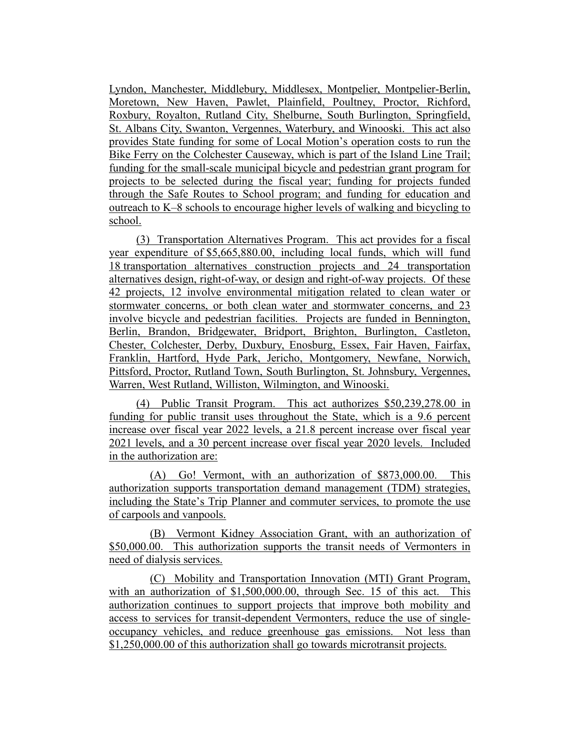Lyndon, Manchester, Middlebury, Middlesex, Montpelier, Montpelier-Berlin, Moretown, New Haven, Pawlet, Plainfield, Poultney, Proctor, Richford, Roxbury, Royalton, Rutland City, Shelburne, South Burlington, Springfield, St. Albans City, Swanton, Vergennes, Waterbury, and Winooski. This act also provides State funding for some of Local Motion's operation costs to run the Bike Ferry on the Colchester Causeway, which is part of the Island Line Trail; funding for the small-scale municipal bicycle and pedestrian grant program for projects to be selected during the fiscal year; funding for projects funded through the Safe Routes to School program; and funding for education and outreach to K–8 schools to encourage higher levels of walking and bicycling to school.

(3) Transportation Alternatives Program. This act provides for a fiscal year expenditure of $5,665,880.00, including local funds, which will fund 18 transportation alternatives construction projects and 24 transportation alternatives design, right-of-way, or design and right-of-way projects. Of these 42 projects, 12 involve environmental mitigation related to clean water or stormwater concerns, or both clean water and stormwater concerns, and 23 involve bicycle and pedestrian facilities. Projects are funded in Bennington, Berlin, Brandon, Bridgewater, Bridport, Brighton, Burlington, Castleton, Chester, Colchester, Derby, Duxbury, Enosburg, Essex, Fair Haven, Fairfax, Franklin, Hartford, Hyde Park, Jericho, Montgomery, Newfane, Norwich, Pittsford, Proctor, Rutland Town, South Burlington, St. Johnsbury, Vergennes, Warren, West Rutland, Williston, Wilmington, and Winooski.

(4) Public Transit Program. This act authorizes $50,239,278.00 in funding for public transit uses throughout the State, which is a 9.6 percent increase over fiscal year 2022 levels, a 21.8 percent increase over fiscal year 2021 levels, and a 30 percent increase over fiscal year 2020 levels. Included in the authorization are:

(A) Go! Vermont, with an authorization of $873,000.00. This authorization supports transportation demand management (TDM) strategies, including the State's Trip Planner and commuter services, to promote the use of carpools and vanpools.

(B) Vermont Kidney Association Grant, with an authorization of $50,000.00. This authorization supports the transit needs of Vermonters in need of dialysis services.

(C) Mobility and Transportation Innovation (MTI) Grant Program, with an authorization of $1,500,000.00, through Sec. 15 of this act. This authorization continues to support projects that improve both mobility and access to services for transit-dependent Vermonters, reduce the use of single-occupancy vehicles, and reduce greenhouse gas emissions. Not less than $1,250,000.00 of this authorization shall go towards microtransit projects.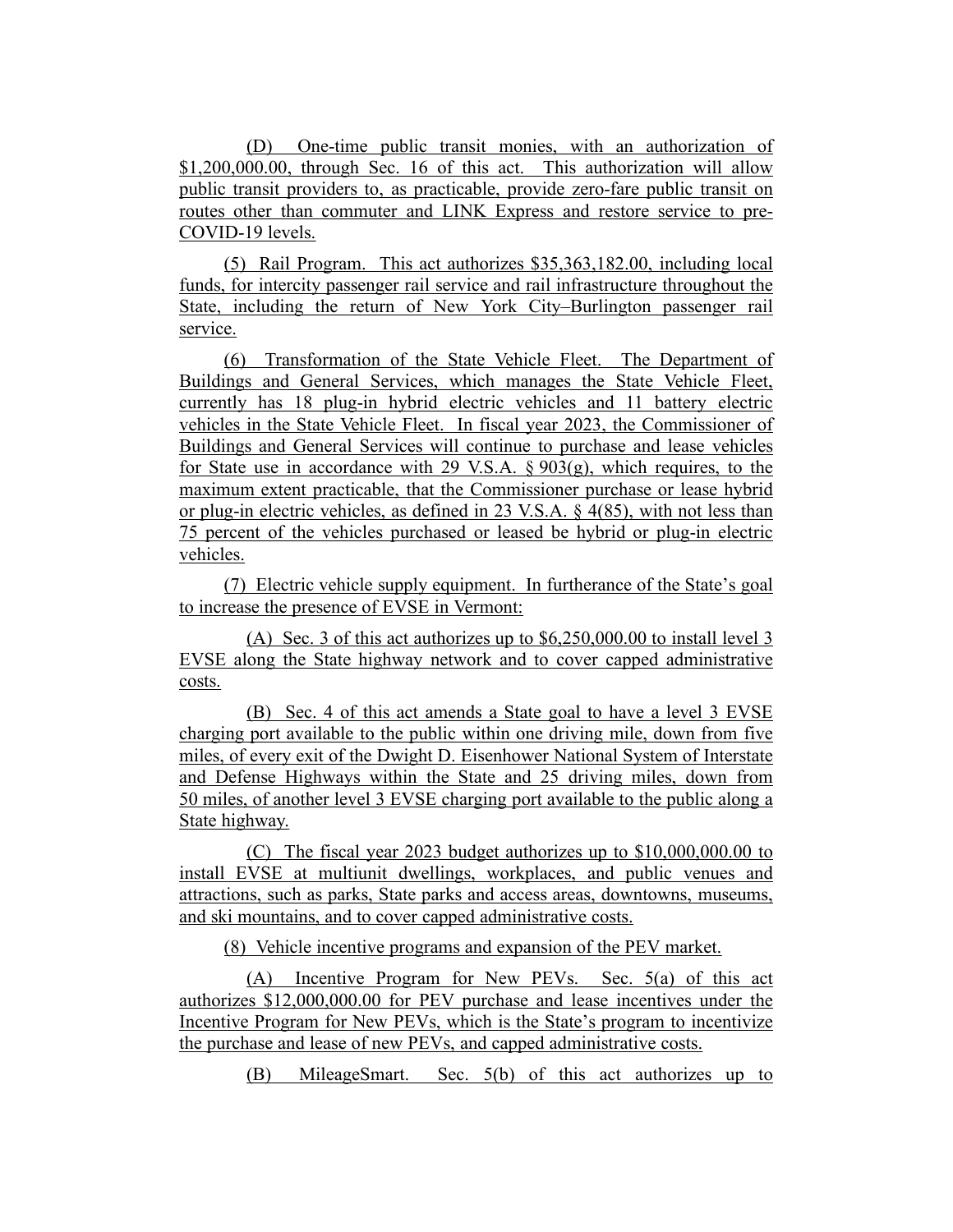(D) One-time public transit monies, with an authorization of $1,200,000.00, through Sec. 16 of this act. This authorization will allow public transit providers to, as practicable, provide zero-fare public transit on routes other than commuter and LINK Express and restore service to pre-COVID-19 levels.

(5) Rail Program. This act authorizes $35,363,182.00, including local funds, for intercity passenger rail service and rail infrastructure throughout the State, including the return of New York City–Burlington passenger rail service.

(6) Transformation of the State Vehicle Fleet. The Department of Buildings and General Services, which manages the State Vehicle Fleet, currently has 18 plug-in hybrid electric vehicles and 11 battery electric vehicles in the State Vehicle Fleet. In fiscal year 2023, the Commissioner of Buildings and General Services will continue to purchase and lease vehicles for State use in accordance with 29 V.S.A. § 903(g), which requires, to the maximum extent practicable, that the Commissioner purchase or lease hybrid or plug-in electric vehicles, as defined in 23 V.S.A. § 4(85), with not less than 75 percent of the vehicles purchased or leased be hybrid or plug-in electric vehicles.

(7) Electric vehicle supply equipment. In furtherance of the State's goal to increase the presence of EVSE in Vermont:

(A) Sec. 3 of this act authorizes up to $6,250,000.00 to install level 3 EVSE along the State highway network and to cover capped administrative costs.

(B) Sec. 4 of this act amends a State goal to have a level 3 EVSE charging port available to the public within one driving mile, down from five miles, of every exit of the Dwight D. Eisenhower National System of Interstate and Defense Highways within the State and 25 driving miles, down from 50 miles, of another level 3 EVSE charging port available to the public along a State highway.

(C) The fiscal year 2023 budget authorizes up to $10,000,000.00 to install EVSE at multiunit dwellings, workplaces, and public venues and attractions, such as parks, State parks and access areas, downtowns, museums, and ski mountains, and to cover capped administrative costs.

(8) Vehicle incentive programs and expansion of the PEV market.

(A) Incentive Program for New PEVs. Sec. 5(a) of this act authorizes $12,000,000.00 for PEV purchase and lease incentives under the Incentive Program for New PEVs, which is the State's program to incentivize the purchase and lease of new PEVs, and capped administrative costs.

(B) MileageSmart. Sec. 5(b) of this act authorizes up to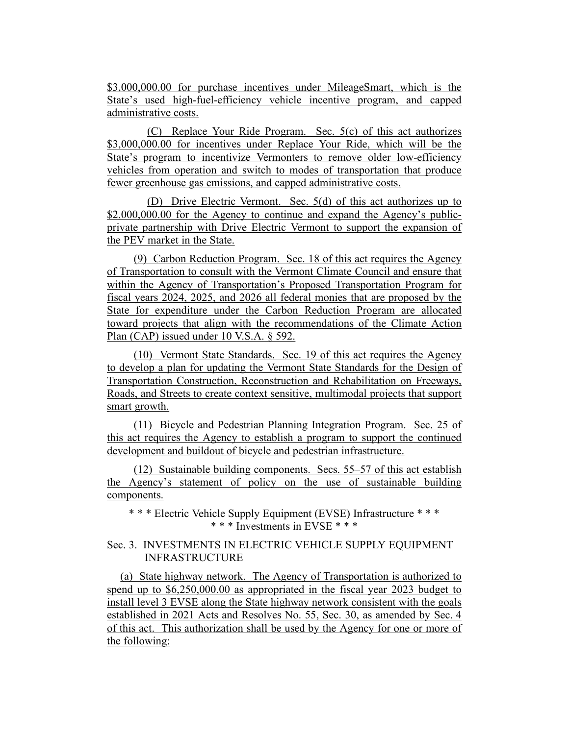$3,000,000.00 for purchase incentives under MileageSmart, which is the State's used high-fuel-efficiency vehicle incentive program, and capped administrative costs.

(C) Replace Your Ride Program. Sec. 5(c) of this act authorizes $3,000,000.00 for incentives under Replace Your Ride, which will be the State's program to incentivize Vermonters to remove older low-efficiency vehicles from operation and switch to modes of transportation that produce fewer greenhouse gas emissions, and capped administrative costs.

(D) Drive Electric Vermont. Sec. 5(d) of this act authorizes up to $2,000,000.00 for the Agency to continue and expand the Agency's public-private partnership with Drive Electric Vermont to support the expansion of the PEV market in the State.

(9) Carbon Reduction Program. Sec. 18 of this act requires the Agency of Transportation to consult with the Vermont Climate Council and ensure that within the Agency of Transportation's Proposed Transportation Program for fiscal years 2024, 2025, and 2026 all federal monies that are proposed by the State for expenditure under the Carbon Reduction Program are allocated toward projects that align with the recommendations of the Climate Action Plan (CAP) issued under 10 V.S.A. § 592.

(10) Vermont State Standards. Sec. 19 of this act requires the Agency to develop a plan for updating the Vermont State Standards for the Design of Transportation Construction, Reconstruction and Rehabilitation on Freeways, Roads, and Streets to create context sensitive, multimodal projects that support smart growth.

(11) Bicycle and Pedestrian Planning Integration Program. Sec. 25 of this act requires the Agency to establish a program to support the continued development and buildout of bicycle and pedestrian infrastructure.

(12) Sustainable building components. Secs. 55–57 of this act establish the Agency's statement of policy on the use of sustainable building components.

\* \* \* Electric Vehicle Supply Equipment (EVSE) Infrastructure \* \* \*
\* \* \* Investments in EVSE \* \* \*

Sec. 3. INVESTMENTS IN ELECTRIC VEHICLE SUPPLY EQUIPMENT INFRASTRUCTURE

(a) State highway network. The Agency of Transportation is authorized to spend up to $6,250,000.00 as appropriated in the fiscal year 2023 budget to install level 3 EVSE along the State highway network consistent with the goals established in 2021 Acts and Resolves No. 55, Sec. 30, as amended by Sec. 4 of this act. This authorization shall be used by the Agency for one or more of the following: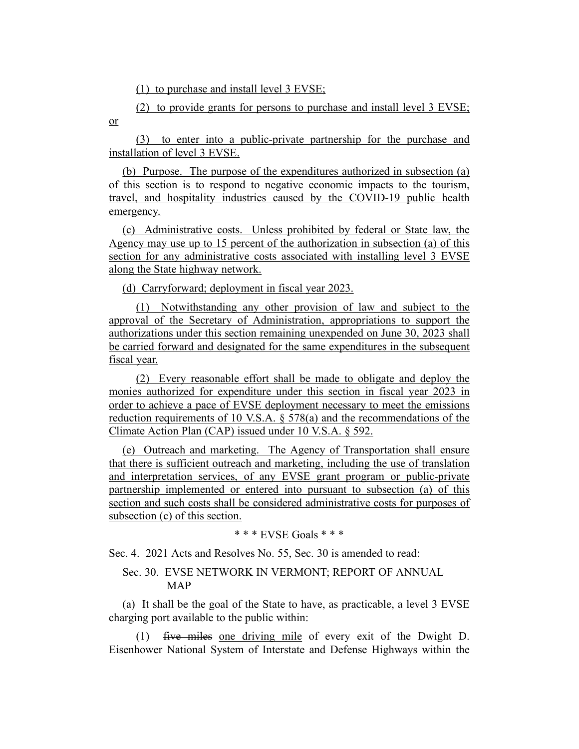(1) to purchase and install level 3 EVSE;

(2) to provide grants for persons to purchase and install level 3 EVSE; or

(3) to enter into a public-private partnership for the purchase and installation of level 3 EVSE.

(b) Purpose. The purpose of the expenditures authorized in subsection (a) of this section is to respond to negative economic impacts to the tourism, travel, and hospitality industries caused by the COVID-19 public health emergency.

(c) Administrative costs. Unless prohibited by federal or State law, the Agency may use up to 15 percent of the authorization in subsection (a) of this section for any administrative costs associated with installing level 3 EVSE along the State highway network.

(d) Carryforward; deployment in fiscal year 2023.

(1) Notwithstanding any other provision of law and subject to the approval of the Secretary of Administration, appropriations to support the authorizations under this section remaining unexpended on June 30, 2023 shall be carried forward and designated for the same expenditures in the subsequent fiscal year.

(2) Every reasonable effort shall be made to obligate and deploy the monies authorized for expenditure under this section in fiscal year 2023 in order to achieve a pace of EVSE deployment necessary to meet the emissions reduction requirements of 10 V.S.A. § 578(a) and the recommendations of the Climate Action Plan (CAP) issued under 10 V.S.A. § 592.

(e) Outreach and marketing. The Agency of Transportation shall ensure that there is sufficient outreach and marketing, including the use of translation and interpretation services, of any EVSE grant program or public-private partnership implemented or entered into pursuant to subsection (a) of this section and such costs shall be considered administrative costs for purposes of subsection (c) of this section.

\* \* \* EVSE Goals \* \* \*

Sec. 4. 2021 Acts and Resolves No. 55, Sec. 30 is amended to read:

Sec. 30. EVSE NETWORK IN VERMONT; REPORT OF ANNUAL MAP

(a) It shall be the goal of the State to have, as practicable, a level 3 EVSE charging port available to the public within:

(1) ~~five miles~~ one driving mile of every exit of the Dwight D. Eisenhower National System of Interstate and Defense Highways within the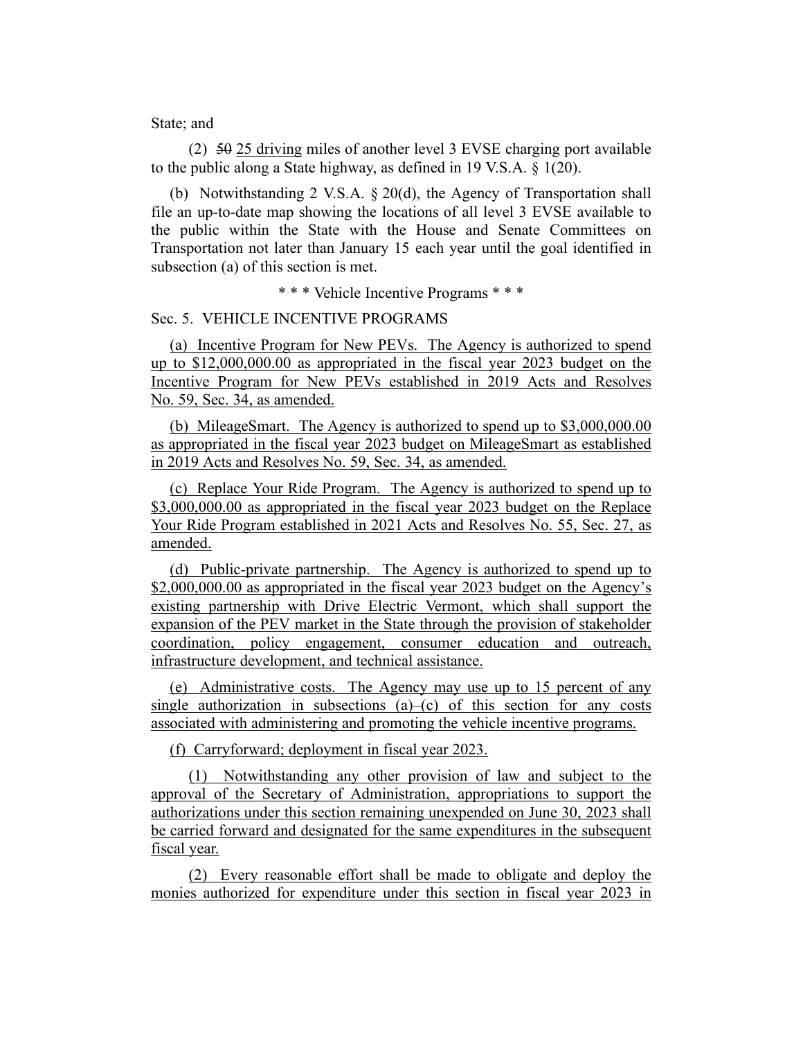State; and

(2) ~~50~~ <u>25 driving</u> miles of another level 3 EVSE charging port available to the public along a State highway, as defined in 19 V.S.A. § 1(20).

(b) Notwithstanding 2 V.S.A. § 20(d), the Agency of Transportation shall file an up-to-date map showing the locations of all level 3 EVSE available to the public within the State with the House and Senate Committees on Transportation not later than January 15 each year until the goal identified in subsection (a) of this section is met.

\* \* \* Vehicle Incentive Programs \* \* \*

Sec. 5. VEHICLE INCENTIVE PROGRAMS

<u>(a) Incentive Program for New PEVs. The Agency is authorized to spend up to $12,000,000.00 as appropriated in the fiscal year 2023 budget on the Incentive Program for New PEVs established in 2019 Acts and Resolves No. 59, Sec. 34, as amended.</u>

<u>(b) MileageSmart. The Agency is authorized to spend up to $3,000,000.00 as appropriated in the fiscal year 2023 budget on MileageSmart as established in 2019 Acts and Resolves No. 59, Sec. 34, as amended.</u>

<u>(c) Replace Your Ride Program. The Agency is authorized to spend up to $3,000,000.00 as appropriated in the fiscal year 2023 budget on the Replace Your Ride Program established in 2021 Acts and Resolves No. 55, Sec. 27, as amended.</u>

<u>(d) Public-private partnership. The Agency is authorized to spend up to $2,000,000.00 as appropriated in the fiscal year 2023 budget on the Agency's existing partnership with Drive Electric Vermont, which shall support the expansion of the PEV market in the State through the provision of stakeholder coordination, policy engagement, consumer education and outreach, infrastructure development, and technical assistance.</u>

<u>(e) Administrative costs. The Agency may use up to 15 percent of any single authorization in subsections (a)–(c) of this section for any costs associated with administering and promoting the vehicle incentive programs.</u>

<u>(f) Carryforward; deployment in fiscal year 2023.</u>

<u>(1) Notwithstanding any other provision of law and subject to the approval of the Secretary of Administration, appropriations to support the authorizations under this section remaining unexpended on June 30, 2023 shall be carried forward and designated for the same expenditures in the subsequent fiscal year.</u>

<u>(2) Every reasonable effort shall be made to obligate and deploy the monies authorized for expenditure under this section in fiscal year 2023 in</u>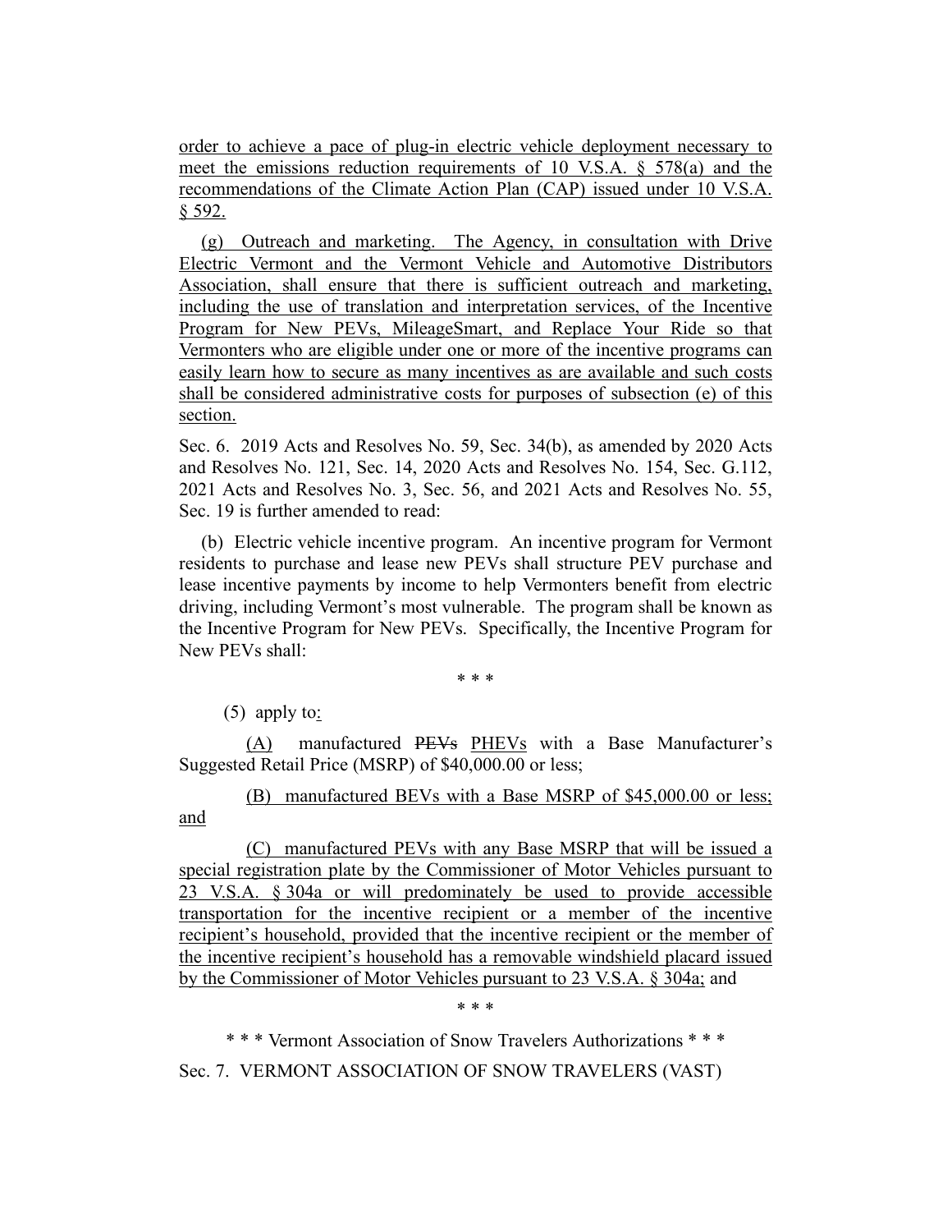order to achieve a pace of plug-in electric vehicle deployment necessary to meet the emissions reduction requirements of 10 V.S.A. § 578(a) and the recommendations of the Climate Action Plan (CAP) issued under 10 V.S.A. § 592.

(g) Outreach and marketing. The Agency, in consultation with Drive Electric Vermont and the Vermont Vehicle and Automotive Distributors Association, shall ensure that there is sufficient outreach and marketing, including the use of translation and interpretation services, of the Incentive Program for New PEVs, MileageSmart, and Replace Your Ride so that Vermonters who are eligible under one or more of the incentive programs can easily learn how to secure as many incentives as are available and such costs shall be considered administrative costs for purposes of subsection (e) of this section.

Sec. 6. 2019 Acts and Resolves No. 59, Sec. 34(b), as amended by 2020 Acts and Resolves No. 121, Sec. 14, 2020 Acts and Resolves No. 154, Sec. G.112, 2021 Acts and Resolves No. 3, Sec. 56, and 2021 Acts and Resolves No. 55, Sec. 19 is further amended to read:

(b) Electric vehicle incentive program. An incentive program for Vermont residents to purchase and lease new PEVs shall structure PEV purchase and lease incentive payments by income to help Vermonters benefit from electric driving, including Vermont's most vulnerable. The program shall be known as the Incentive Program for New PEVs. Specifically, the Incentive Program for New PEVs shall:

\* \* \*

(5) apply to:

(A) manufactured ~~PEVs~~ PHEVs with a Base Manufacturer's Suggested Retail Price (MSRP) of $40,000.00 or less;

(B) manufactured BEVs with a Base MSRP of $45,000.00 or less; and

(C) manufactured PEVs with any Base MSRP that will be issued a special registration plate by the Commissioner of Motor Vehicles pursuant to 23 V.S.A. § 304a or will predominately be used to provide accessible transportation for the incentive recipient or a member of the incentive recipient's household, provided that the incentive recipient or the member of the incentive recipient's household has a removable windshield placard issued by the Commissioner of Motor Vehicles pursuant to 23 V.S.A. § 304a; and

\* \* \*

\* \* \* Vermont Association of Snow Travelers Authorizations \* \* \*

Sec. 7. VERMONT ASSOCIATION OF SNOW TRAVELERS (VAST)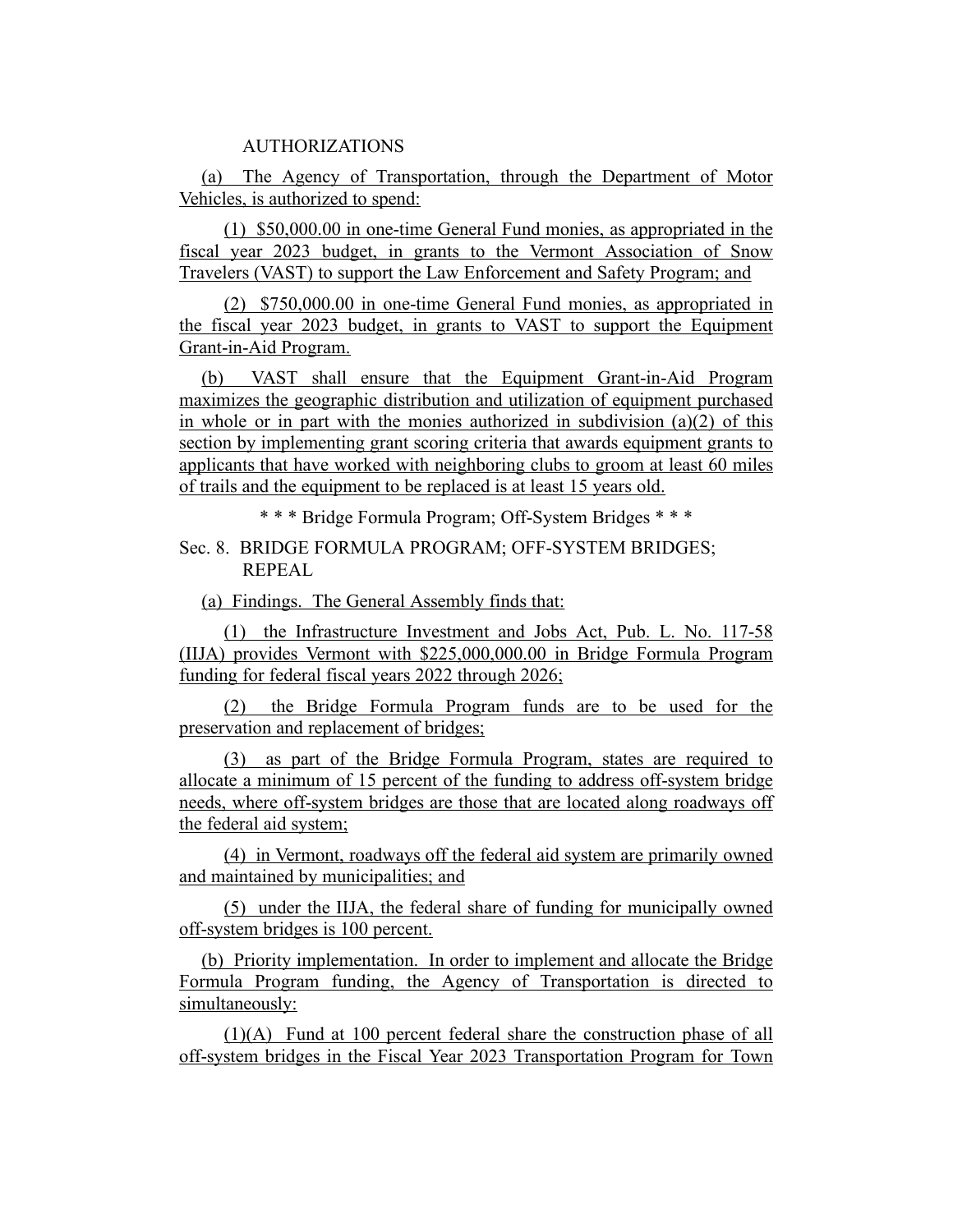AUTHORIZATIONS

(a) The Agency of Transportation, through the Department of Motor Vehicles, is authorized to spend:

(1) $50,000.00 in one-time General Fund monies, as appropriated in the fiscal year 2023 budget, in grants to the Vermont Association of Snow Travelers (VAST) to support the Law Enforcement and Safety Program; and

(2) $750,000.00 in one-time General Fund monies, as appropriated in the fiscal year 2023 budget, in grants to VAST to support the Equipment Grant-in-Aid Program.

(b) VAST shall ensure that the Equipment Grant-in-Aid Program maximizes the geographic distribution and utilization of equipment purchased in whole or in part with the monies authorized in subdivision (a)(2) of this section by implementing grant scoring criteria that awards equipment grants to applicants that have worked with neighboring clubs to groom at least 60 miles of trails and the equipment to be replaced is at least 15 years old.

* * * Bridge Formula Program; Off-System Bridges * * *

Sec. 8. BRIDGE FORMULA PROGRAM; OFF-SYSTEM BRIDGES; REPEAL

(a) Findings. The General Assembly finds that:

(1) the Infrastructure Investment and Jobs Act, Pub. L. No. 117-58 (IIJA) provides Vermont with $225,000,000.00 in Bridge Formula Program funding for federal fiscal years 2022 through 2026;

(2) the Bridge Formula Program funds are to be used for the preservation and replacement of bridges;

(3) as part of the Bridge Formula Program, states are required to allocate a minimum of 15 percent of the funding to address off-system bridge needs, where off-system bridges are those that are located along roadways off the federal aid system;

(4) in Vermont, roadways off the federal aid system are primarily owned and maintained by municipalities; and

(5) under the IIJA, the federal share of funding for municipally owned off-system bridges is 100 percent.

(b) Priority implementation. In order to implement and allocate the Bridge Formula Program funding, the Agency of Transportation is directed to simultaneously:

(1)(A) Fund at 100 percent federal share the construction phase of all off-system bridges in the Fiscal Year 2023 Transportation Program for Town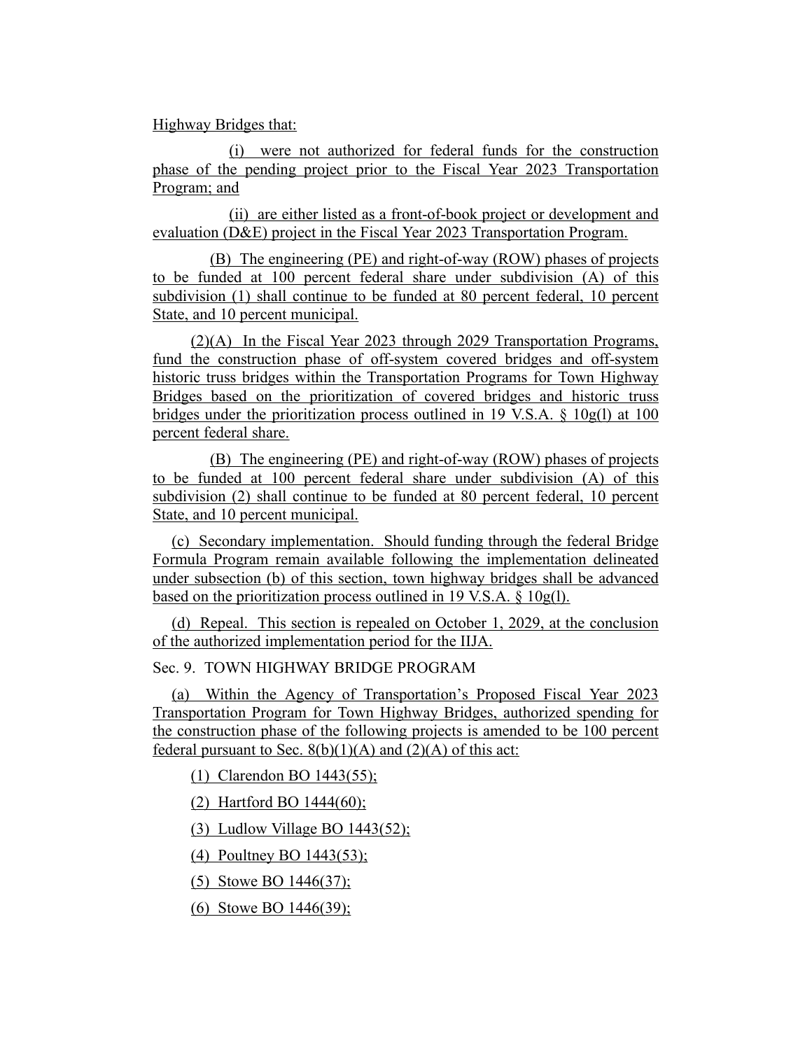Highway Bridges that:

(i) were not authorized for federal funds for the construction phase of the pending project prior to the Fiscal Year 2023 Transportation Program; and

(ii) are either listed as a front-of-book project or development and evaluation (D&E) project in the Fiscal Year 2023 Transportation Program.

(B) The engineering (PE) and right-of-way (ROW) phases of projects to be funded at 100 percent federal share under subdivision (A) of this subdivision (1) shall continue to be funded at 80 percent federal, 10 percent State, and 10 percent municipal.

(2)(A) In the Fiscal Year 2023 through 2029 Transportation Programs, fund the construction phase of off-system covered bridges and off-system historic truss bridges within the Transportation Programs for Town Highway Bridges based on the prioritization of covered bridges and historic truss bridges under the prioritization process outlined in 19 V.S.A. § 10g(l) at 100 percent federal share.

(B) The engineering (PE) and right-of-way (ROW) phases of projects to be funded at 100 percent federal share under subdivision (A) of this subdivision (2) shall continue to be funded at 80 percent federal, 10 percent State, and 10 percent municipal.

(c) Secondary implementation. Should funding through the federal Bridge Formula Program remain available following the implementation delineated under subsection (b) of this section, town highway bridges shall be advanced based on the prioritization process outlined in 19 V.S.A. § 10g(l).

(d) Repeal. This section is repealed on October 1, 2029, at the conclusion of the authorized implementation period for the IIJA.

Sec. 9. TOWN HIGHWAY BRIDGE PROGRAM

(a) Within the Agency of Transportation's Proposed Fiscal Year 2023 Transportation Program for Town Highway Bridges, authorized spending for the construction phase of the following projects is amended to be 100 percent federal pursuant to Sec. 8(b)(1)(A) and (2)(A) of this act:

(1) Clarendon BO 1443(55);

(2) Hartford BO 1444(60);

(3) Ludlow Village BO 1443(52);

(4) Poultney BO 1443(53);

(5) Stowe BO 1446(37);

(6) Stowe BO 1446(39);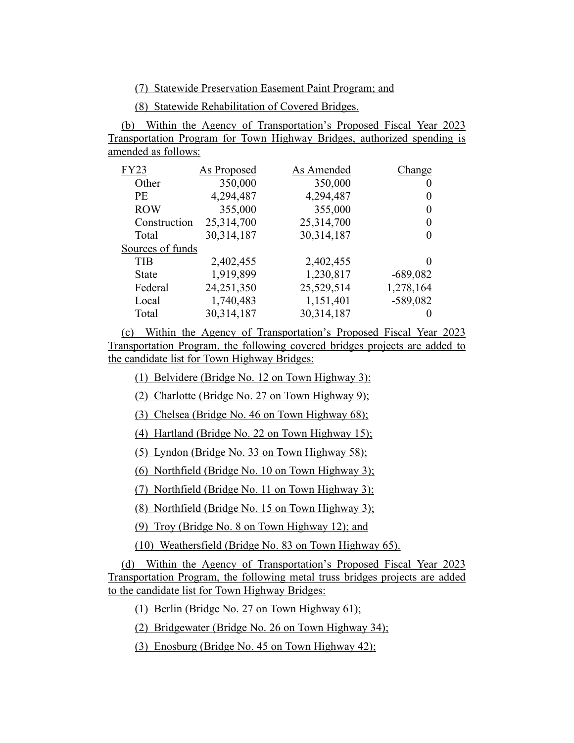(7) Statewide Preservation Easement Paint Program; and

(8) Statewide Rehabilitation of Covered Bridges.

(b) Within the Agency of Transportation's Proposed Fiscal Year 2023 Transportation Program for Town Highway Bridges, authorized spending is amended as follows:

| FY23 | As Proposed | As Amended | Change |
|---|---|---|---|
| Other | 350,000 | 350,000 | 0 |
| PE | 4,294,487 | 4,294,487 | 0 |
| ROW | 355,000 | 355,000 | 0 |
| Construction | 25,314,700 | 25,314,700 | 0 |
| Total | 30,314,187 | 30,314,187 | 0 |
| Sources of funds | | | |
| TIB | 2,402,455 | 2,402,455 | 0 |
| State | 1,919,899 | 1,230,817 | -689,082 |
| Federal | 24,251,350 | 25,529,514 | 1,278,164 |
| Local | 1,740,483 | 1,151,401 | -589,082 |
| Total | 30,314,187 | 30,314,187 | 0 |

(c) Within the Agency of Transportation's Proposed Fiscal Year 2023 Transportation Program, the following covered bridges projects are added to the candidate list for Town Highway Bridges:

(1) Belvidere (Bridge No. 12 on Town Highway 3);

(2) Charlotte (Bridge No. 27 on Town Highway 9);

(3) Chelsea (Bridge No. 46 on Town Highway 68);

(4) Hartland (Bridge No. 22 on Town Highway 15);

(5) Lyndon (Bridge No. 33 on Town Highway 58);

(6) Northfield (Bridge No. 10 on Town Highway 3);

(7) Northfield (Bridge No. 11 on Town Highway 3);

(8) Northfield (Bridge No. 15 on Town Highway 3);

(9) Troy (Bridge No. 8 on Town Highway 12); and

(10) Weathersfield (Bridge No. 83 on Town Highway 65).

(d) Within the Agency of Transportation's Proposed Fiscal Year 2023 Transportation Program, the following metal truss bridges projects are added to the candidate list for Town Highway Bridges:

(1) Berlin (Bridge No. 27 on Town Highway 61);

(2) Bridgewater (Bridge No. 26 on Town Highway 34);

(3) Enosburg (Bridge No. 45 on Town Highway 42);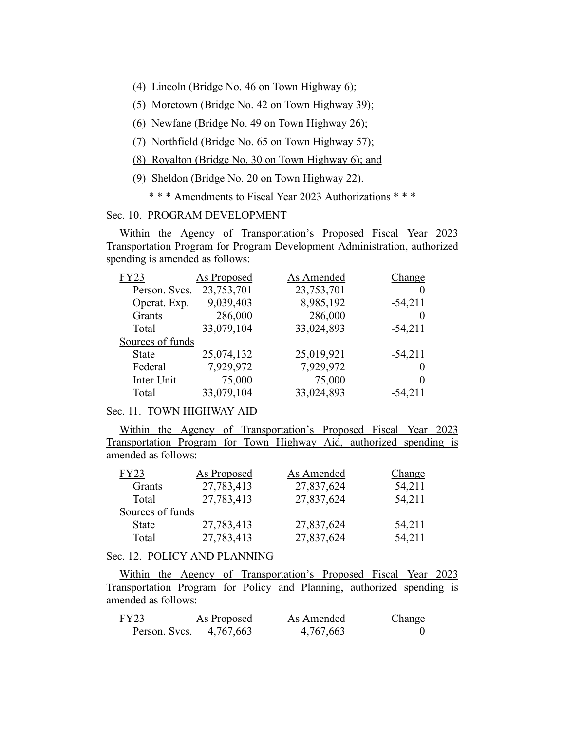(4) Lincoln (Bridge No. 46 on Town Highway 6);

(5) Moretown (Bridge No. 42 on Town Highway 39);

(6) Newfane (Bridge No. 49 on Town Highway 26);

(7) Northfield (Bridge No. 65 on Town Highway 57);

(8) Royalton (Bridge No. 30 on Town Highway 6); and

(9) Sheldon (Bridge No. 20 on Town Highway 22).

\* \* \* Amendments to Fiscal Year 2023 Authorizations \* \* \*

Sec. 10. PROGRAM DEVELOPMENT

Within the Agency of Transportation's Proposed Fiscal Year 2023 Transportation Program for Program Development Administration, authorized spending is amended as follows:

| FY23 | As Proposed | As Amended | Change |
|---|---|---|---|
| Person. Svcs. | 23,753,701 | 23,753,701 | 0 |
| Operat. Exp. | 9,039,403 | 8,985,192 | -54,211 |
| Grants | 286,000 | 286,000 | 0 |
| Total | 33,079,104 | 33,024,893 | -54,211 |
| Sources of funds | | | |
| State | 25,074,132 | 25,019,921 | -54,211 |
| Federal | 7,929,972 | 7,929,972 | 0 |
| Inter Unit | 75,000 | 75,000 | 0 |
| Total | 33,079,104 | 33,024,893 | -54,211 |

Sec. 11. TOWN HIGHWAY AID

Within the Agency of Transportation's Proposed Fiscal Year 2023 Transportation Program for Town Highway Aid, authorized spending is amended as follows:

| FY23 | As Proposed | As Amended | Change |
|---|---|---|---|
| Grants | 27,783,413 | 27,837,624 | 54,211 |
| Total | 27,783,413 | 27,837,624 | 54,211 |
| Sources of funds | | | |
| State | 27,783,413 | 27,837,624 | 54,211 |
| Total | 27,783,413 | 27,837,624 | 54,211 |

Sec. 12. POLICY AND PLANNING

Within the Agency of Transportation's Proposed Fiscal Year 2023 Transportation Program for Policy and Planning, authorized spending is amended as follows:

| FY23 | As Proposed | As Amended | Change |
|---|---|---|---|
| Person. Svcs. | 4,767,663 | 4,767,663 | 0 |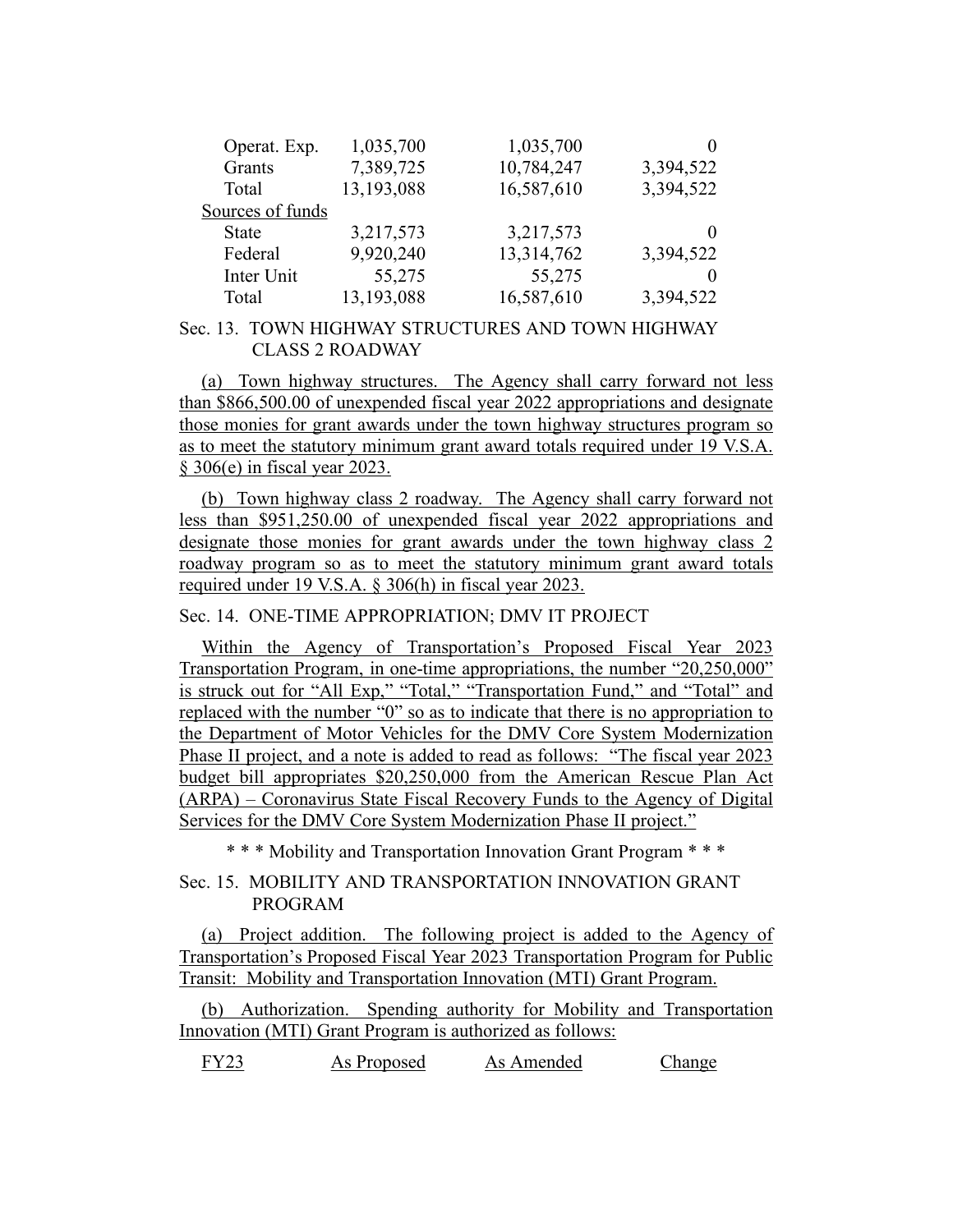| | | | |
|---|---|---|---|
| Operat. Exp. | 1,035,700 | 1,035,700 | 0 |
| Grants | 7,389,725 | 10,784,247 | 3,394,522 |
| Total | 13,193,088 | 16,587,610 | 3,394,522 |
| Sources of funds | | | |
| State | 3,217,573 | 3,217,573 | 0 |
| Federal | 9,920,240 | 13,314,762 | 3,394,522 |
| Inter Unit | 55,275 | 55,275 | 0 |
| Total | 13,193,088 | 16,587,610 | 3,394,522 |

Sec. 13. TOWN HIGHWAY STRUCTURES AND TOWN HIGHWAY CLASS 2 ROADWAY

(a) Town highway structures. The Agency shall carry forward not less than $866,500.00 of unexpended fiscal year 2022 appropriations and designate those monies for grant awards under the town highway structures program so as to meet the statutory minimum grant award totals required under 19 V.S.A. § 306(e) in fiscal year 2023.

(b) Town highway class 2 roadway. The Agency shall carry forward not less than $951,250.00 of unexpended fiscal year 2022 appropriations and designate those monies for grant awards under the town highway class 2 roadway program so as to meet the statutory minimum grant award totals required under 19 V.S.A. § 306(h) in fiscal year 2023.

Sec. 14. ONE-TIME APPROPRIATION; DMV IT PROJECT

Within the Agency of Transportation's Proposed Fiscal Year 2023 Transportation Program, in one-time appropriations, the number "20,250,000" is struck out for "All Exp," "Total," "Transportation Fund," and "Total" and replaced with the number "0" so as to indicate that there is no appropriation to the Department of Motor Vehicles for the DMV Core System Modernization Phase II project, and a note is added to read as follows: "The fiscal year 2023 budget bill appropriates $20,250,000 from the American Rescue Plan Act (ARPA) – Coronavirus State Fiscal Recovery Funds to the Agency of Digital Services for the DMV Core System Modernization Phase II project."

\* \* \* Mobility and Transportation Innovation Grant Program \* \* \*

Sec. 15. MOBILITY AND TRANSPORTATION INNOVATION GRANT PROGRAM

(a) Project addition. The following project is added to the Agency of Transportation's Proposed Fiscal Year 2023 Transportation Program for Public Transit: Mobility and Transportation Innovation (MTI) Grant Program.

(b) Authorization. Spending authority for Mobility and Transportation Innovation (MTI) Grant Program is authorized as follows:

| FY23 | As Proposed | As Amended | Change |
|---|---|---|---|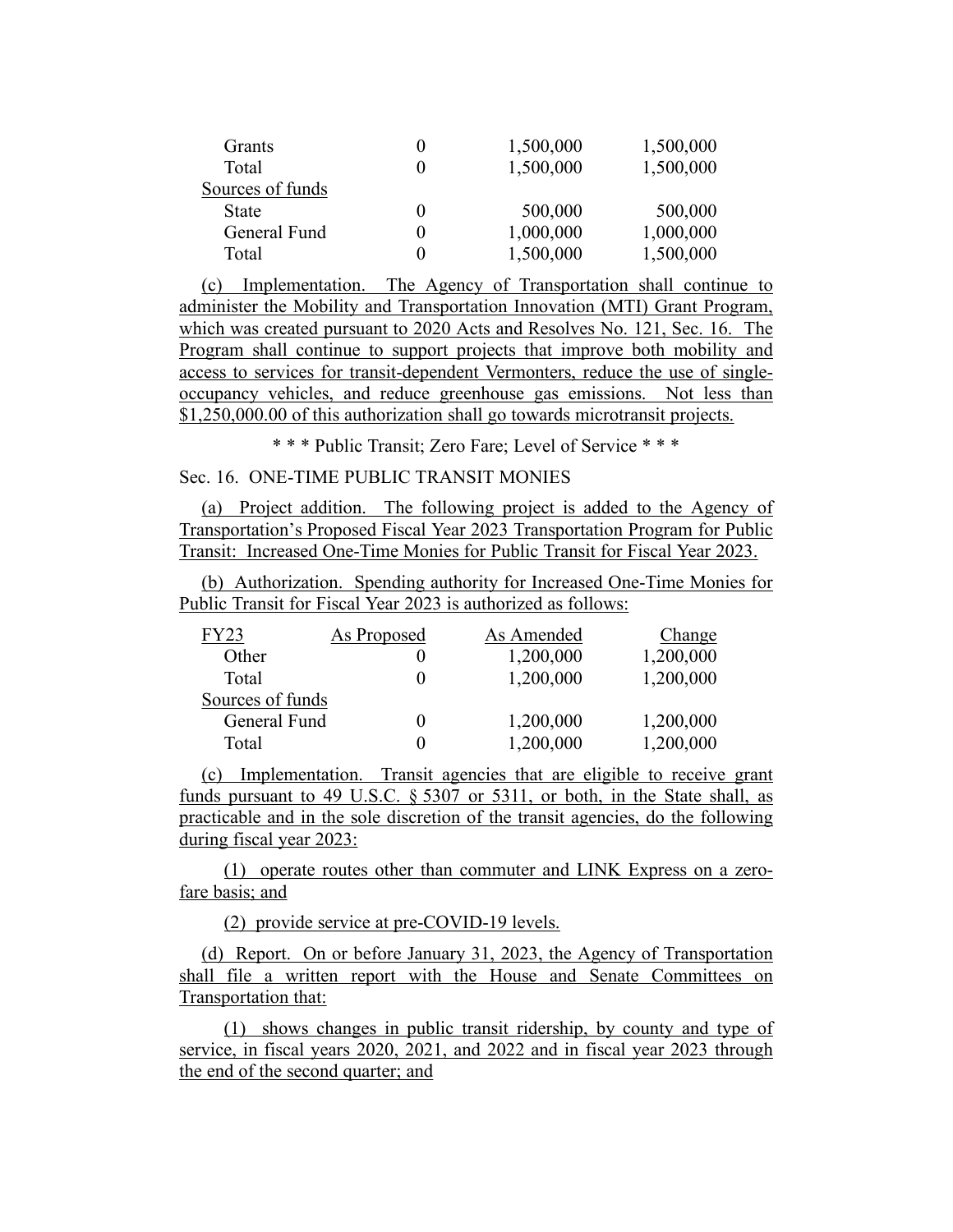| | | | |
|---|---|---|---|
| Grants | 0 | 1,500,000 | 1,500,000 |
| Total | 0 | 1,500,000 | 1,500,000 |
| Sources of funds | | | |
| State | 0 | 500,000 | 500,000 |
| General Fund | 0 | 1,000,000 | 1,000,000 |
| Total | 0 | 1,500,000 | 1,500,000 |

(c) Implementation. The Agency of Transportation shall continue to administer the Mobility and Transportation Innovation (MTI) Grant Program, which was created pursuant to 2020 Acts and Resolves No. 121, Sec. 16. The Program shall continue to support projects that improve both mobility and access to services for transit-dependent Vermonters, reduce the use of single-occupancy vehicles, and reduce greenhouse gas emissions. Not less than $1,250,000.00 of this authorization shall go towards microtransit projects.

\* \* \* Public Transit; Zero Fare; Level of Service \* \* \*

Sec. 16. ONE-TIME PUBLIC TRANSIT MONIES

(a) Project addition. The following project is added to the Agency of Transportation's Proposed Fiscal Year 2023 Transportation Program for Public Transit: Increased One-Time Monies for Public Transit for Fiscal Year 2023.

(b) Authorization. Spending authority for Increased One-Time Monies for Public Transit for Fiscal Year 2023 is authorized as follows:

| FY23 | As Proposed | As Amended | Change |
|---|---|---|---|
| Other | 0 | 1,200,000 | 1,200,000 |
| Total | 0 | 1,200,000 | 1,200,000 |
| Sources of funds | | | |
| General Fund | 0 | 1,200,000 | 1,200,000 |
| Total | 0 | 1,200,000 | 1,200,000 |

(c) Implementation. Transit agencies that are eligible to receive grant funds pursuant to 49 U.S.C. § 5307 or 5311, or both, in the State shall, as practicable and in the sole discretion of the transit agencies, do the following during fiscal year 2023:

(1) operate routes other than commuter and LINK Express on a zero-fare basis; and

(2) provide service at pre-COVID-19 levels.

(d) Report. On or before January 31, 2023, the Agency of Transportation shall file a written report with the House and Senate Committees on Transportation that:

(1) shows changes in public transit ridership, by county and type of service, in fiscal years 2020, 2021, and 2022 and in fiscal year 2023 through the end of the second quarter; and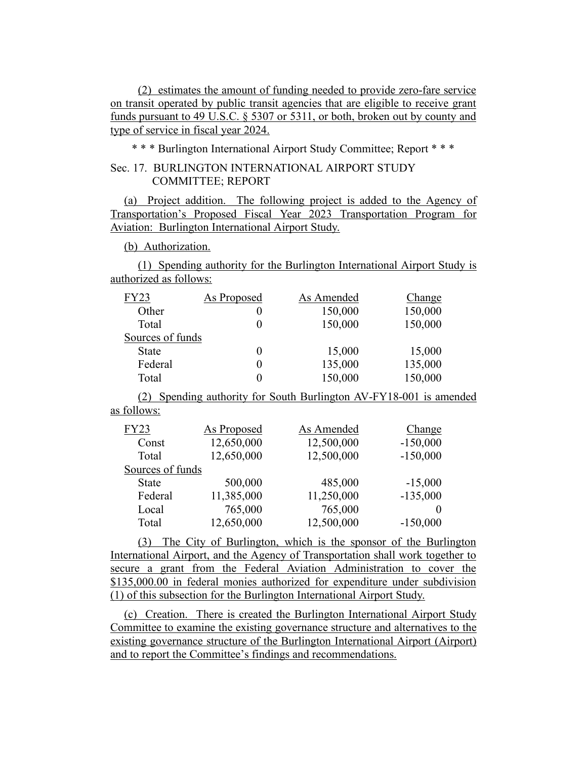(2) estimates the amount of funding needed to provide zero-fare service on transit operated by public transit agencies that are eligible to receive grant funds pursuant to 49 U.S.C. § 5307 or 5311, or both, broken out by county and type of service in fiscal year 2024.

\* \* \* Burlington International Airport Study Committee; Report \* \* \*

Sec. 17. BURLINGTON INTERNATIONAL AIRPORT STUDY COMMITTEE; REPORT

(a) Project addition. The following project is added to the Agency of Transportation's Proposed Fiscal Year 2023 Transportation Program for Aviation: Burlington International Airport Study.

(b) Authorization.

(1) Spending authority for the Burlington International Airport Study is authorized as follows:

| FY23 | As Proposed | As Amended | Change |
|---|---|---|---|
| Other | 0 | 150,000 | 150,000 |
| Total | 0 | 150,000 | 150,000 |
| Sources of funds | | | |
| State | 0 | 15,000 | 15,000 |
| Federal | 0 | 135,000 | 135,000 |
| Total | 0 | 150,000 | 150,000 |

(2) Spending authority for South Burlington AV-FY18-001 is amended as follows:

| FY23 | As Proposed | As Amended | Change |
|---|---|---|---|
| Const | 12,650,000 | 12,500,000 | -150,000 |
| Total | 12,650,000 | 12,500,000 | -150,000 |
| Sources of funds | | | |
| State | 500,000 | 485,000 | -15,000 |
| Federal | 11,385,000 | 11,250,000 | -135,000 |
| Local | 765,000 | 765,000 | 0 |
| Total | 12,650,000 | 12,500,000 | -150,000 |

(3) The City of Burlington, which is the sponsor of the Burlington International Airport, and the Agency of Transportation shall work together to secure a grant from the Federal Aviation Administration to cover the $135,000.00 in federal monies authorized for expenditure under subdivision (1) of this subsection for the Burlington International Airport Study.

(c) Creation. There is created the Burlington International Airport Study Committee to examine the existing governance structure and alternatives to the existing governance structure of the Burlington International Airport (Airport) and to report the Committee's findings and recommendations.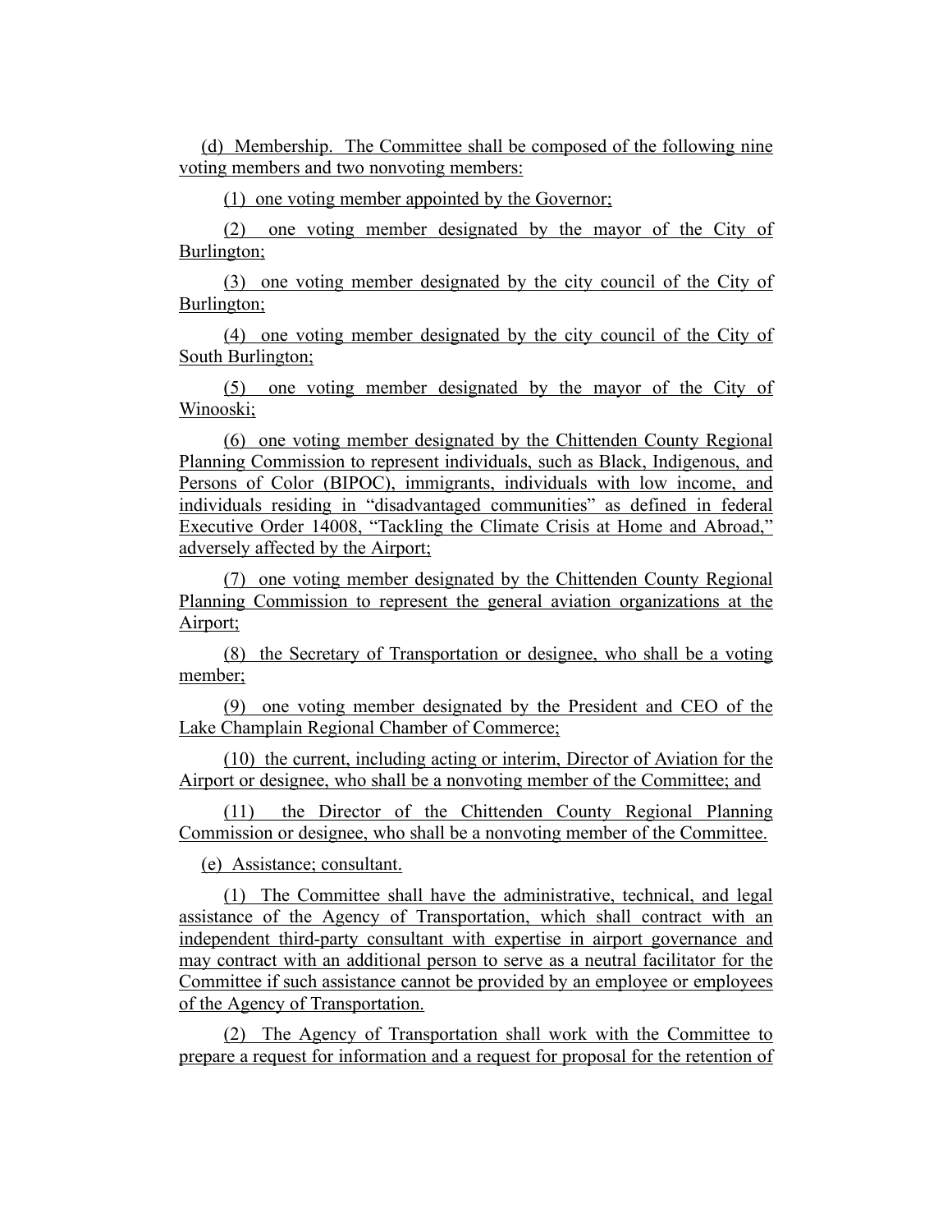(d) Membership. The Committee shall be composed of the following nine voting members and two nonvoting members:

(1) one voting member appointed by the Governor;

(2) one voting member designated by the mayor of the City of Burlington;

(3) one voting member designated by the city council of the City of Burlington;

(4) one voting member designated by the city council of the City of South Burlington;

(5) one voting member designated by the mayor of the City of Winooski;

(6) one voting member designated by the Chittenden County Regional Planning Commission to represent individuals, such as Black, Indigenous, and Persons of Color (BIPOC), immigrants, individuals with low income, and individuals residing in "disadvantaged communities" as defined in federal Executive Order 14008, "Tackling the Climate Crisis at Home and Abroad," adversely affected by the Airport;

(7) one voting member designated by the Chittenden County Regional Planning Commission to represent the general aviation organizations at the Airport;

(8) the Secretary of Transportation or designee, who shall be a voting member;

(9) one voting member designated by the President and CEO of the Lake Champlain Regional Chamber of Commerce;

(10) the current, including acting or interim, Director of Aviation for the Airport or designee, who shall be a nonvoting member of the Committee; and

(11) the Director of the Chittenden County Regional Planning Commission or designee, who shall be a nonvoting member of the Committee.

(e) Assistance; consultant.

(1) The Committee shall have the administrative, technical, and legal assistance of the Agency of Transportation, which shall contract with an independent third-party consultant with expertise in airport governance and may contract with an additional person to serve as a neutral facilitator for the Committee if such assistance cannot be provided by an employee or employees of the Agency of Transportation.

(2) The Agency of Transportation shall work with the Committee to prepare a request for information and a request for proposal for the retention of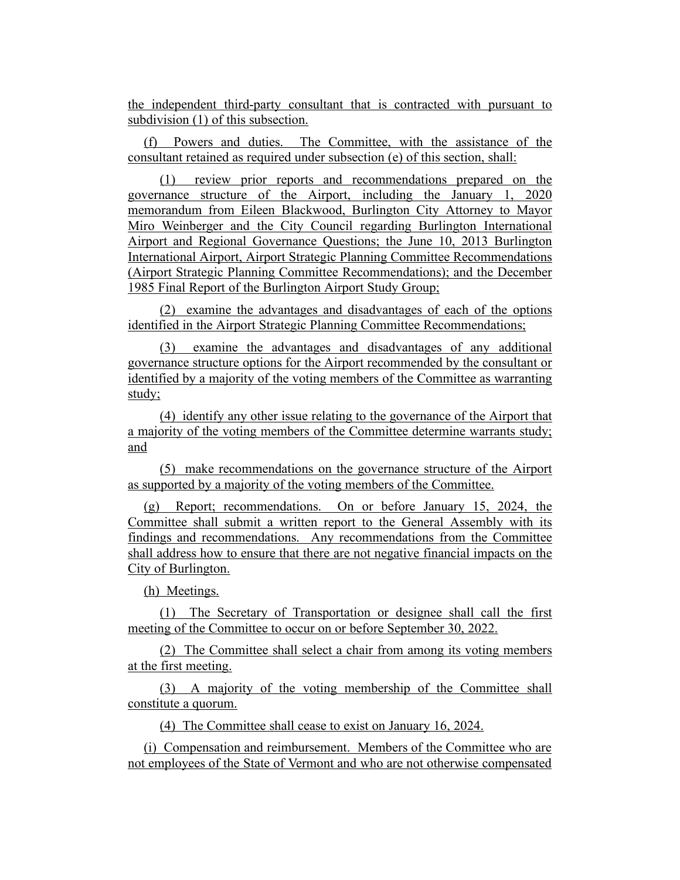the independent third-party consultant that is contracted with pursuant to subdivision (1) of this subsection.

(f) Powers and duties. The Committee, with the assistance of the consultant retained as required under subsection (e) of this section, shall:

(1) review prior reports and recommendations prepared on the governance structure of the Airport, including the January 1, 2020 memorandum from Eileen Blackwood, Burlington City Attorney to Mayor Miro Weinberger and the City Council regarding Burlington International Airport and Regional Governance Questions; the June 10, 2013 Burlington International Airport, Airport Strategic Planning Committee Recommendations (Airport Strategic Planning Committee Recommendations); and the December 1985 Final Report of the Burlington Airport Study Group;

(2) examine the advantages and disadvantages of each of the options identified in the Airport Strategic Planning Committee Recommendations;

(3) examine the advantages and disadvantages of any additional governance structure options for the Airport recommended by the consultant or identified by a majority of the voting members of the Committee as warranting study;

(4) identify any other issue relating to the governance of the Airport that a majority of the voting members of the Committee determine warrants study; and

(5) make recommendations on the governance structure of the Airport as supported by a majority of the voting members of the Committee.

(g) Report; recommendations. On or before January 15, 2024, the Committee shall submit a written report to the General Assembly with its findings and recommendations. Any recommendations from the Committee shall address how to ensure that there are not negative financial impacts on the City of Burlington.

(h) Meetings.

(1) The Secretary of Transportation or designee shall call the first meeting of the Committee to occur on or before September 30, 2022.

(2) The Committee shall select a chair from among its voting members at the first meeting.

(3) A majority of the voting membership of the Committee shall constitute a quorum.

(4) The Committee shall cease to exist on January 16, 2024.

(i) Compensation and reimbursement. Members of the Committee who are not employees of the State of Vermont and who are not otherwise compensated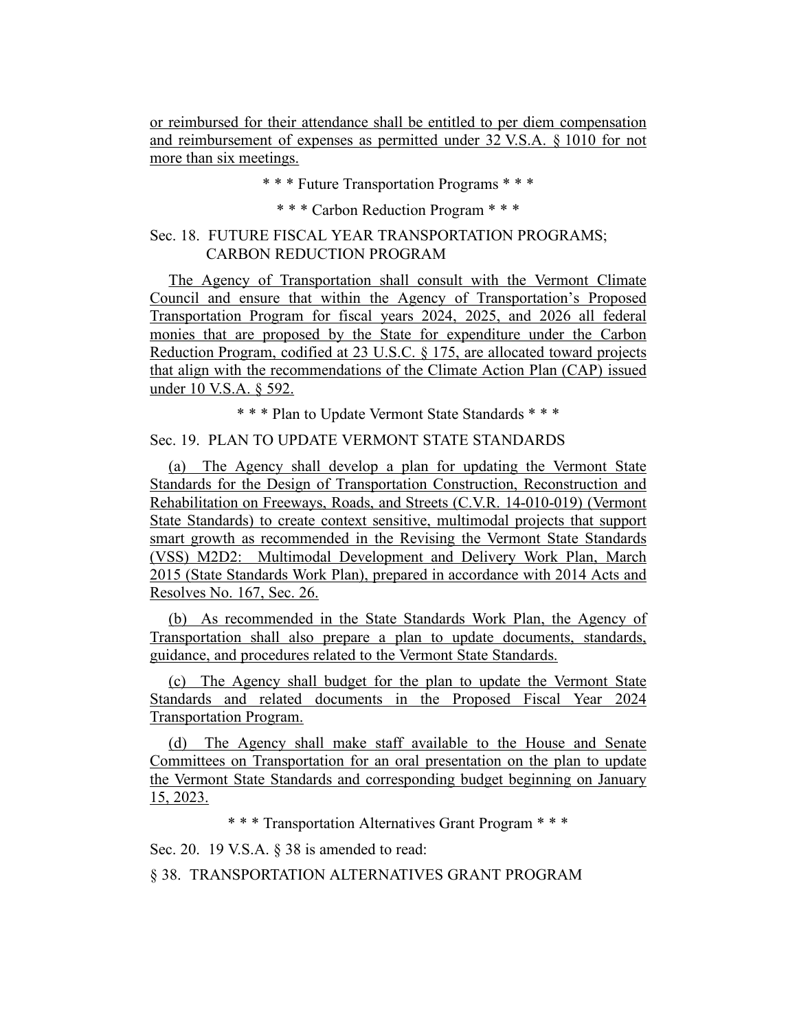or reimbursed for their attendance shall be entitled to per diem compensation and reimbursement of expenses as permitted under 32 V.S.A. § 1010 for not more than six meetings.

* * * Future Transportation Programs * * *

* * * Carbon Reduction Program * * *

Sec. 18. FUTURE FISCAL YEAR TRANSPORTATION PROGRAMS; CARBON REDUCTION PROGRAM

The Agency of Transportation shall consult with the Vermont Climate Council and ensure that within the Agency of Transportation's Proposed Transportation Program for fiscal years 2024, 2025, and 2026 all federal monies that are proposed by the State for expenditure under the Carbon Reduction Program, codified at 23 U.S.C. § 175, are allocated toward projects that align with the recommendations of the Climate Action Plan (CAP) issued under 10 V.S.A. § 592.

* * * Plan to Update Vermont State Standards * * *

Sec. 19. PLAN TO UPDATE VERMONT STATE STANDARDS

(a) The Agency shall develop a plan for updating the Vermont State Standards for the Design of Transportation Construction, Reconstruction and Rehabilitation on Freeways, Roads, and Streets (C.V.R. 14-010-019) (Vermont State Standards) to create context sensitive, multimodal projects that support smart growth as recommended in the Revising the Vermont State Standards (VSS) M2D2: Multimodal Development and Delivery Work Plan, March 2015 (State Standards Work Plan), prepared in accordance with 2014 Acts and Resolves No. 167, Sec. 26.

(b) As recommended in the State Standards Work Plan, the Agency of Transportation shall also prepare a plan to update documents, standards, guidance, and procedures related to the Vermont State Standards.

(c) The Agency shall budget for the plan to update the Vermont State Standards and related documents in the Proposed Fiscal Year 2024 Transportation Program.

(d) The Agency shall make staff available to the House and Senate Committees on Transportation for an oral presentation on the plan to update the Vermont State Standards and corresponding budget beginning on January 15, 2023.

* * * Transportation Alternatives Grant Program * * *

Sec. 20. 19 V.S.A. § 38 is amended to read:

§ 38. TRANSPORTATION ALTERNATIVES GRANT PROGRAM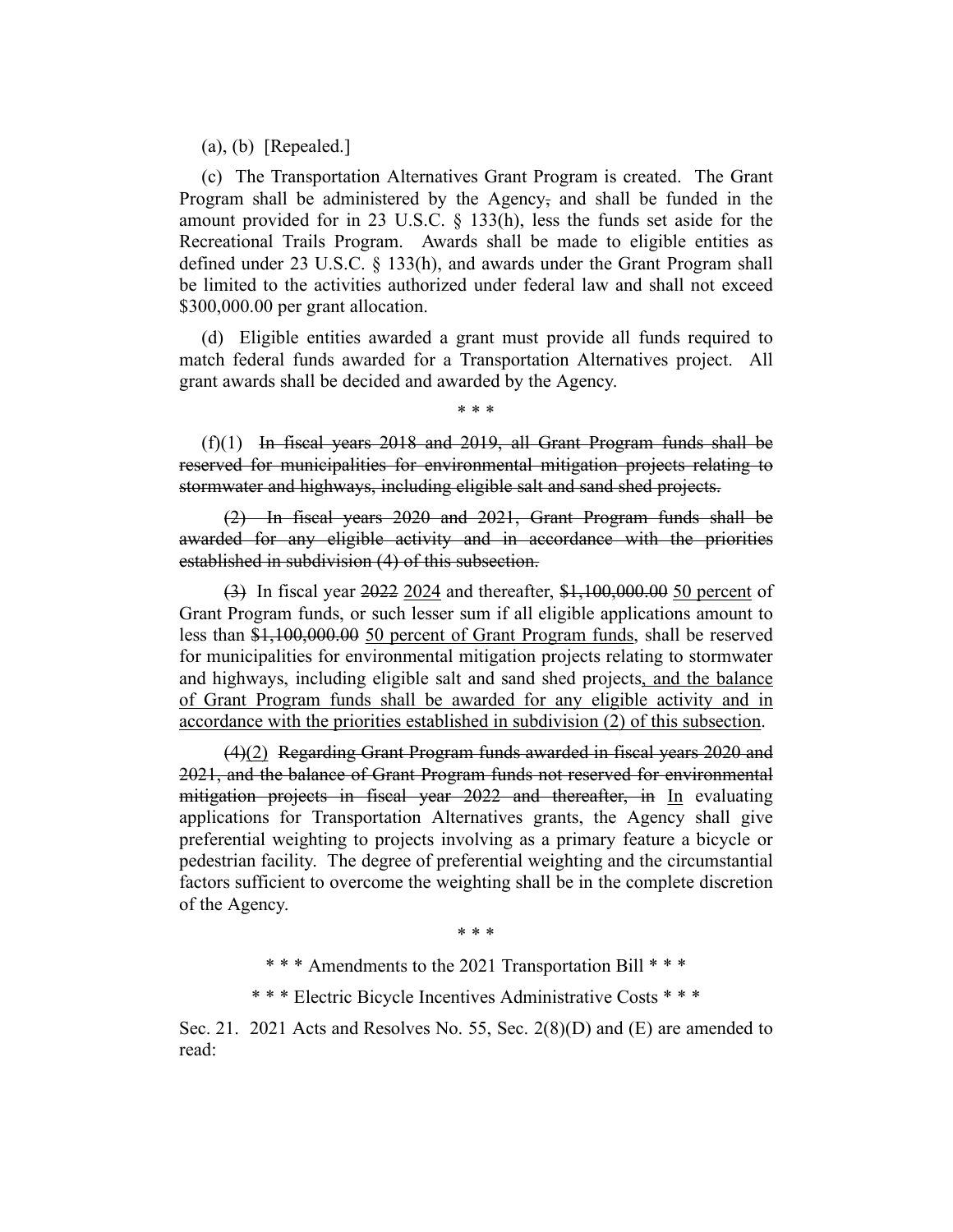(a), (b) [Repealed.]

(c) The Transportation Alternatives Grant Program is created. The Grant Program shall be administered by the Agency~~,~~ and shall be funded in the amount provided for in 23 U.S.C. § 133(h), less the funds set aside for the Recreational Trails Program. Awards shall be made to eligible entities as defined under 23 U.S.C. § 133(h), and awards under the Grant Program shall be limited to the activities authorized under federal law and shall not exceed $300,000.00 per grant allocation.

(d) Eligible entities awarded a grant must provide all funds required to match federal funds awarded for a Transportation Alternatives project. All grant awards shall be decided and awarded by the Agency.

\* \* \*

(f)(1) ~~In fiscal years 2018 and 2019, all Grant Program funds shall be reserved for municipalities for environmental mitigation projects relating to stormwater and highways, including eligible salt and sand shed projects.~~

~~(2) In fiscal years 2020 and 2021, Grant Program funds shall be awarded for any eligible activity and in accordance with the priorities established in subdivision (4) of this subsection.~~

~~(3)~~ In fiscal year ~~2022~~ <u>2024</u> and thereafter, ~~$1,100,000.00~~ <u>50 percent</u> of Grant Program funds, or such lesser sum if all eligible applications amount to less than ~~$1,100,000.00~~ <u>50 percent of Grant Program funds</u>, shall be reserved for municipalities for environmental mitigation projects relating to stormwater and highways, including eligible salt and sand shed projects<u>, and the balance of Grant Program funds shall be awarded for any eligible activity and in accordance with the priorities established in subdivision (2) of this subsection</u>.

~~(4)~~<u>(2)</u> ~~Regarding Grant Program funds awarded in fiscal years 2020 and 2021, and the balance of Grant Program funds not reserved for environmental mitigation projects in fiscal year 2022 and thereafter, in~~ <u>In</u> evaluating applications for Transportation Alternatives grants, the Agency shall give preferential weighting to projects involving as a primary feature a bicycle or pedestrian facility. The degree of preferential weighting and the circumstantial factors sufficient to overcome the weighting shall be in the complete discretion of the Agency.

\* \* \*

\* \* \* Amendments to the 2021 Transportation Bill \* \* \*

\* \* \* Electric Bicycle Incentives Administrative Costs \* \* \*

Sec. 21. 2021 Acts and Resolves No. 55, Sec. 2(8)(D) and (E) are amended to read: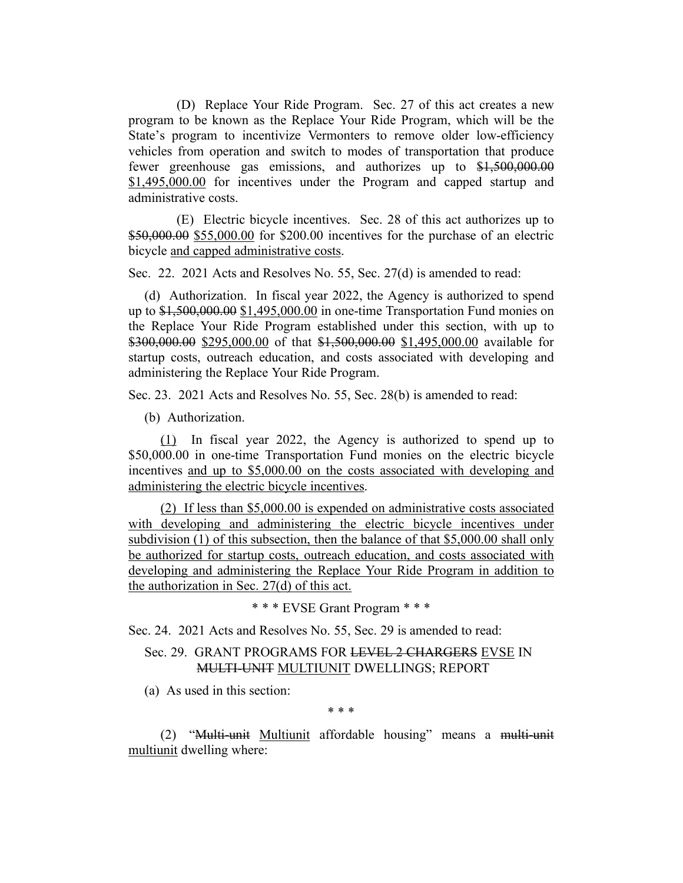(D) Replace Your Ride Program. Sec. 27 of this act creates a new program to be known as the Replace Your Ride Program, which will be the State's program to incentivize Vermonters to remove older low-efficiency vehicles from operation and switch to modes of transportation that produce fewer greenhouse gas emissions, and authorizes up to ~~$1,500,000.00~~ $1,495,000.00 for incentives under the Program and capped startup and administrative costs.

(E) Electric bicycle incentives. Sec. 28 of this act authorizes up to ~~$50,000.00~~ $55,000.00 for $200.00 incentives for the purchase of an electric bicycle and capped administrative costs.

Sec. 22. 2021 Acts and Resolves No. 55, Sec. 27(d) is amended to read:

(d) Authorization. In fiscal year 2022, the Agency is authorized to spend up to ~~$1,500,000.00~~ $1,495,000.00 in one-time Transportation Fund monies on the Replace Your Ride Program established under this section, with up to ~~$300,000.00~~ $295,000.00 of that ~~$1,500,000.00~~ $1,495,000.00 available for startup costs, outreach education, and costs associated with developing and administering the Replace Your Ride Program.

Sec. 23. 2021 Acts and Resolves No. 55, Sec. 28(b) is amended to read:

(b) Authorization.

(1) In fiscal year 2022, the Agency is authorized to spend up to $50,000.00 in one-time Transportation Fund monies on the electric bicycle incentives and up to $5,000.00 on the costs associated with developing and administering the electric bicycle incentives.

(2) If less than $5,000.00 is expended on administrative costs associated with developing and administering the electric bicycle incentives under subdivision (1) of this subsection, then the balance of that $5,000.00 shall only be authorized for startup costs, outreach education, and costs associated with developing and administering the Replace Your Ride Program in addition to the authorization in Sec. 27(d) of this act.

\* \* \* EVSE Grant Program \* \* \*

Sec. 24. 2021 Acts and Resolves No. 55, Sec. 29 is amended to read:

Sec. 29. GRANT PROGRAMS FOR ~~LEVEL 2 CHARGERS~~ EVSE IN ~~MULTI-UNIT~~ MULTIUNIT DWELLINGS; REPORT

(a) As used in this section:

\* \* \*

(2) "~~Multi-unit~~ Multiunit affordable housing" means a ~~multi-unit~~ multiunit dwelling where: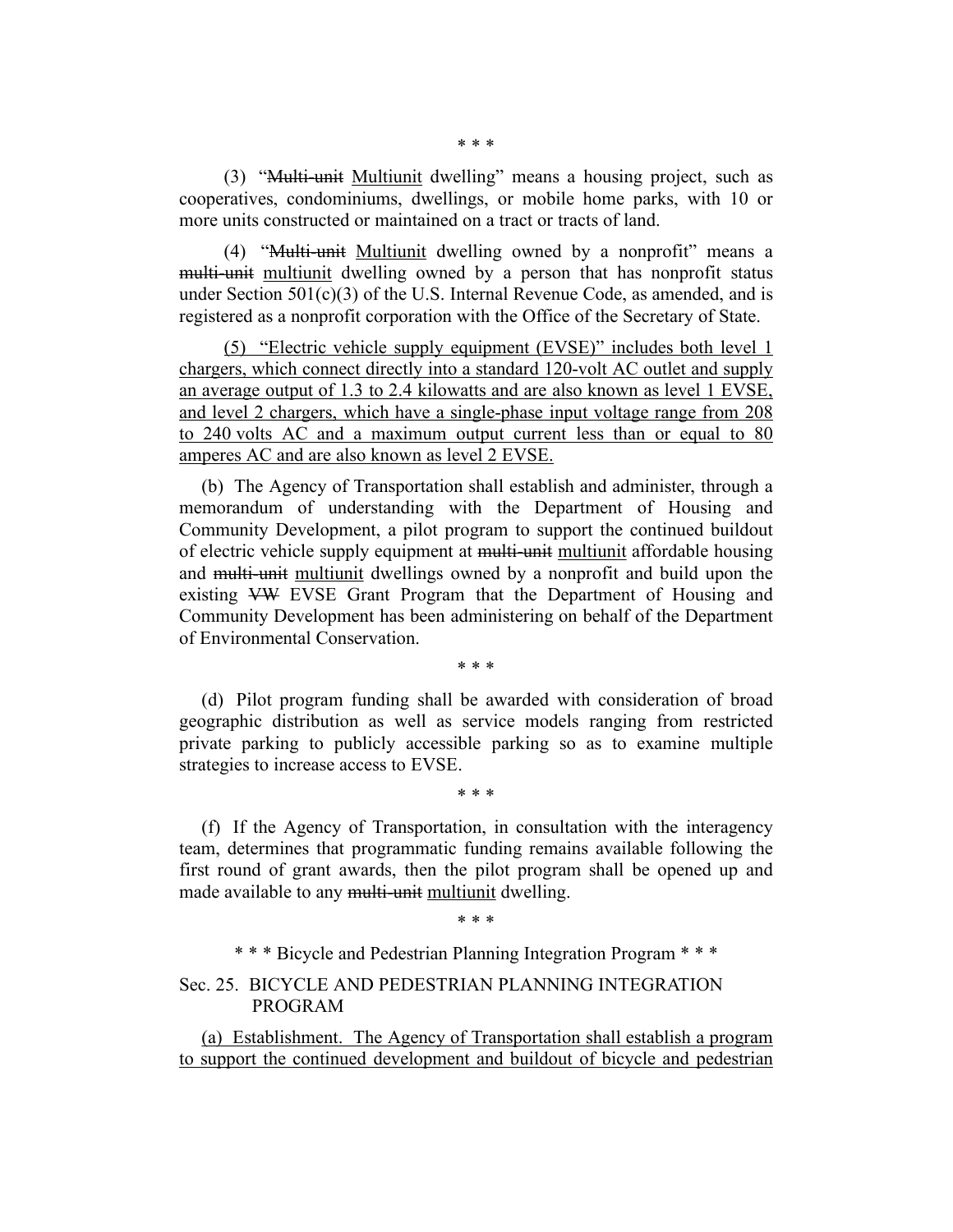\* \* \*

(3) "~~Multi-unit~~ <u>Multiunit</u> dwelling" means a housing project, such as cooperatives, condominiums, dwellings, or mobile home parks, with 10 or more units constructed or maintained on a tract or tracts of land.

(4) "~~Multi-unit~~ <u>Multiunit</u> dwelling owned by a nonprofit" means a ~~multi-unit~~ <u>multiunit</u> dwelling owned by a person that has nonprofit status under Section 501(c)(3) of the U.S. Internal Revenue Code, as amended, and is registered as a nonprofit corporation with the Office of the Secretary of State.

<u>(5) "Electric vehicle supply equipment (EVSE)" includes both level 1 chargers, which connect directly into a standard 120-volt AC outlet and supply an average output of 1.3 to 2.4 kilowatts and are also known as level 1 EVSE, and level 2 chargers, which have a single-phase input voltage range from 208 to 240 volts AC and a maximum output current less than or equal to 80 amperes AC and are also known as level 2 EVSE.</u>

(b) The Agency of Transportation shall establish and administer, through a memorandum of understanding with the Department of Housing and Community Development, a pilot program to support the continued buildout of electric vehicle supply equipment at ~~multi-unit~~ <u>multiunit</u> affordable housing and ~~multi-unit~~ <u>multiunit</u> dwellings owned by a nonprofit and build upon the existing ~~VW~~ EVSE Grant Program that the Department of Housing and Community Development has been administering on behalf of the Department of Environmental Conservation.

\* \* \*

(d) Pilot program funding shall be awarded with consideration of broad geographic distribution as well as service models ranging from restricted private parking to publicly accessible parking so as to examine multiple strategies to increase access to EVSE.

\* \* \*

(f) If the Agency of Transportation, in consultation with the interagency team, determines that programmatic funding remains available following the first round of grant awards, then the pilot program shall be opened up and made available to any ~~multi-unit~~ <u>multiunit</u> dwelling.

\* \* \*

\* \* \* Bicycle and Pedestrian Planning Integration Program \* \* \*

Sec. 25. BICYCLE AND PEDESTRIAN PLANNING INTEGRATION PROGRAM

<u>(a) Establishment. The Agency of Transportation shall establish a program to support the continued development and buildout of bicycle and pedestrian</u>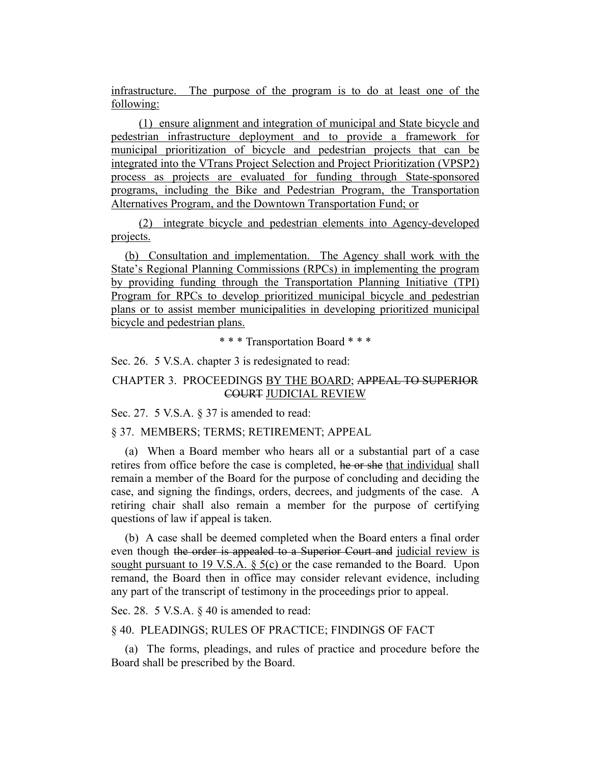infrastructure. The purpose of the program is to do at least one of the following:

(1) ensure alignment and integration of municipal and State bicycle and pedestrian infrastructure deployment and to provide a framework for municipal prioritization of bicycle and pedestrian projects that can be integrated into the VTrans Project Selection and Project Prioritization (VPSP2) process as projects are evaluated for funding through State-sponsored programs, including the Bike and Pedestrian Program, the Transportation Alternatives Program, and the Downtown Transportation Fund; or

(2) integrate bicycle and pedestrian elements into Agency-developed projects.

(b) Consultation and implementation. The Agency shall work with the State's Regional Planning Commissions (RPCs) in implementing the program by providing funding through the Transportation Planning Initiative (TPI) Program for RPCs to develop prioritized municipal bicycle and pedestrian plans or to assist member municipalities in developing prioritized municipal bicycle and pedestrian plans.

\* \* \* Transportation Board \* \* \*

Sec. 26. 5 V.S.A. chapter 3 is redesignated to read:

CHAPTER 3. PROCEEDINGS BY THE BOARD; ~~APPEAL TO SUPERIOR COURT~~ JUDICIAL REVIEW

Sec. 27. 5 V.S.A. § 37 is amended to read:

§ 37. MEMBERS; TERMS; RETIREMENT; APPEAL

(a) When a Board member who hears all or a substantial part of a case retires from office before the case is completed, ~~he or she~~ that individual shall remain a member of the Board for the purpose of concluding and deciding the case, and signing the findings, orders, decrees, and judgments of the case. A retiring chair shall also remain a member for the purpose of certifying questions of law if appeal is taken.

(b) A case shall be deemed completed when the Board enters a final order even though ~~the order is appealed to a Superior Court and~~ judicial review is sought pursuant to 19 V.S.A. § 5(c) or the case remanded to the Board. Upon remand, the Board then in office may consider relevant evidence, including any part of the transcript of testimony in the proceedings prior to appeal.

Sec. 28. 5 V.S.A. § 40 is amended to read:

§ 40. PLEADINGS; RULES OF PRACTICE; FINDINGS OF FACT

(a) The forms, pleadings, and rules of practice and procedure before the Board shall be prescribed by the Board.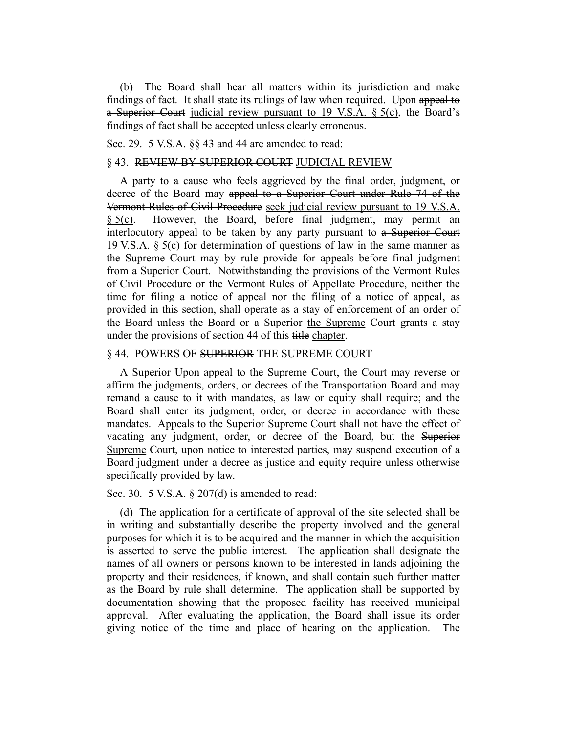(b) The Board shall hear all matters within its jurisdiction and make findings of fact. It shall state its rulings of law when required. Upon ~~appeal to a Superior Court~~ <u>judicial review pursuant to 19 V.S.A. § 5(c)</u>, the Board's findings of fact shall be accepted unless clearly erroneous.

Sec. 29. 5 V.S.A. §§ 43 and 44 are amended to read:

§ 43. ~~REVIEW BY SUPERIOR COURT~~ <u>JUDICIAL REVIEW</u>

A party to a cause who feels aggrieved by the final order, judgment, or decree of the Board may ~~appeal to a Superior Court under Rule 74 of the Vermont Rules of Civil Procedure~~ <u>seek judicial review pursuant to 19 V.S.A. § 5(c)</u>. However, the Board, before final judgment, may permit an <u>interlocutory</u> appeal to be taken by any party <u>pursuant</u> to ~~a Superior Court~~ <u>19 V.S.A. § 5(c)</u> for determination of questions of law in the same manner as the Supreme Court may by rule provide for appeals before final judgment from a Superior Court. Notwithstanding the provisions of the Vermont Rules of Civil Procedure or the Vermont Rules of Appellate Procedure, neither the time for filing a notice of appeal nor the filing of a notice of appeal, as provided in this section, shall operate as a stay of enforcement of an order of the Board unless the Board or ~~a Superior~~ <u>the Supreme</u> Court grants a stay under the provisions of section 44 of this ~~title~~ <u>chapter</u>.

§ 44. POWERS OF ~~SUPERIOR~~ <u>THE SUPREME</u> COURT

~~A Superior~~ <u>Upon appeal to the Supreme</u> Court<u>, the Court</u> may reverse or affirm the judgments, orders, or decrees of the Transportation Board and may remand a cause to it with mandates, as law or equity shall require; and the Board shall enter its judgment, order, or decree in accordance with these mandates. Appeals to the ~~Superior~~ <u>Supreme</u> Court shall not have the effect of vacating any judgment, order, or decree of the Board, but the ~~Superior~~ <u>Supreme</u> Court, upon notice to interested parties, may suspend execution of a Board judgment under a decree as justice and equity require unless otherwise specifically provided by law.

Sec. 30. 5 V.S.A. § 207(d) is amended to read:

(d) The application for a certificate of approval of the site selected shall be in writing and substantially describe the property involved and the general purposes for which it is to be acquired and the manner in which the acquisition is asserted to serve the public interest. The application shall designate the names of all owners or persons known to be interested in lands adjoining the property and their residences, if known, and shall contain such further matter as the Board by rule shall determine. The application shall be supported by documentation showing that the proposed facility has received municipal approval. After evaluating the application, the Board shall issue its order giving notice of the time and place of hearing on the application. The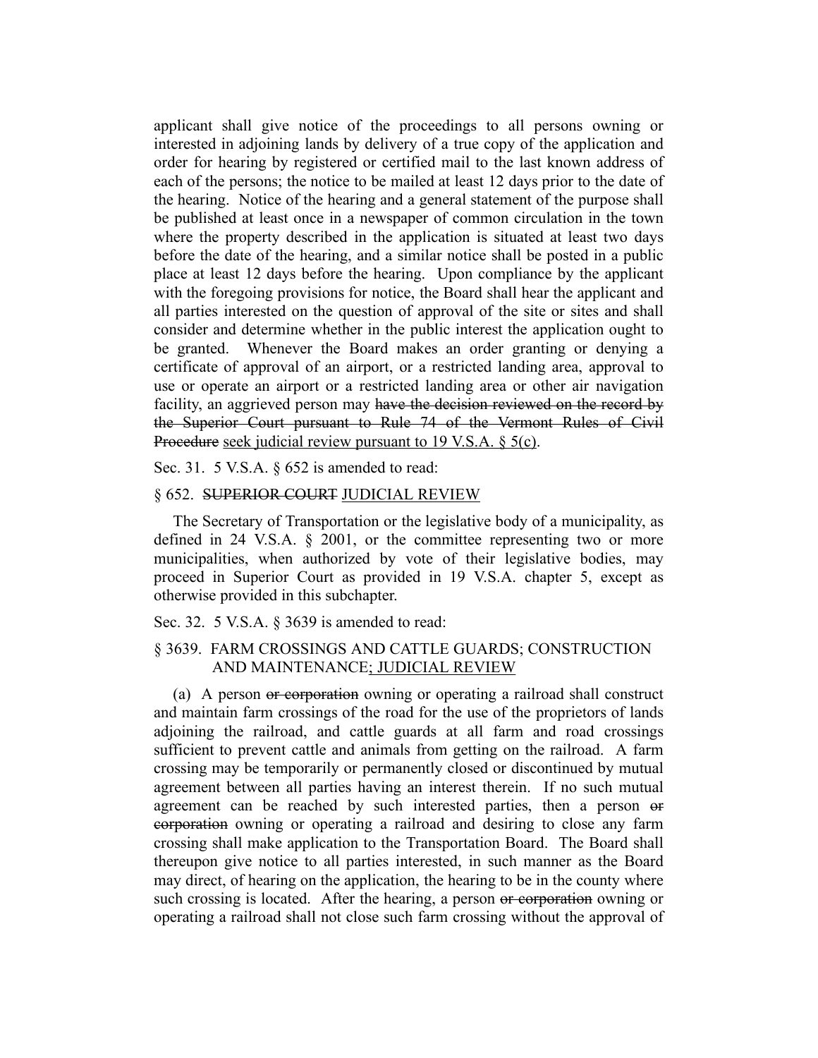applicant shall give notice of the proceedings to all persons owning or interested in adjoining lands by delivery of a true copy of the application and order for hearing by registered or certified mail to the last known address of each of the persons; the notice to be mailed at least 12 days prior to the date of the hearing. Notice of the hearing and a general statement of the purpose shall be published at least once in a newspaper of common circulation in the town where the property described in the application is situated at least two days before the date of the hearing, and a similar notice shall be posted in a public place at least 12 days before the hearing. Upon compliance by the applicant with the foregoing provisions for notice, the Board shall hear the applicant and all parties interested on the question of approval of the site or sites and shall consider and determine whether in the public interest the application ought to be granted. Whenever the Board makes an order granting or denying a certificate of approval of an airport, or a restricted landing area, approval to use or operate an airport or a restricted landing area or other air navigation facility, an aggrieved person may ~~have the decision reviewed on the record by the Superior Court pursuant to Rule 74 of the Vermont Rules of Civil Procedure~~ <u>seek judicial review pursuant to 19 V.S.A. § 5(c)</u>.

Sec. 31. 5 V.S.A. § 652 is amended to read:

§ 652. ~~SUPERIOR COURT~~ <u>JUDICIAL REVIEW</u>

The Secretary of Transportation or the legislative body of a municipality, as defined in 24 V.S.A. § 2001, or the committee representing two or more municipalities, when authorized by vote of their legislative bodies, may proceed in Superior Court as provided in 19 V.S.A. chapter 5, except as otherwise provided in this subchapter.

Sec. 32. 5 V.S.A. § 3639 is amended to read:

§ 3639. FARM CROSSINGS AND CATTLE GUARDS; CONSTRUCTION AND MAINTENANCE<u>; JUDICIAL REVIEW</u>

(a) A person ~~or corporation~~ owning or operating a railroad shall construct and maintain farm crossings of the road for the use of the proprietors of lands adjoining the railroad, and cattle guards at all farm and road crossings sufficient to prevent cattle and animals from getting on the railroad. A farm crossing may be temporarily or permanently closed or discontinued by mutual agreement between all parties having an interest therein. If no such mutual agreement can be reached by such interested parties, then a person ~~or corporation~~ owning or operating a railroad and desiring to close any farm crossing shall make application to the Transportation Board. The Board shall thereupon give notice to all parties interested, in such manner as the Board may direct, of hearing on the application, the hearing to be in the county where such crossing is located. After the hearing, a person ~~or corporation~~ owning or operating a railroad shall not close such farm crossing without the approval of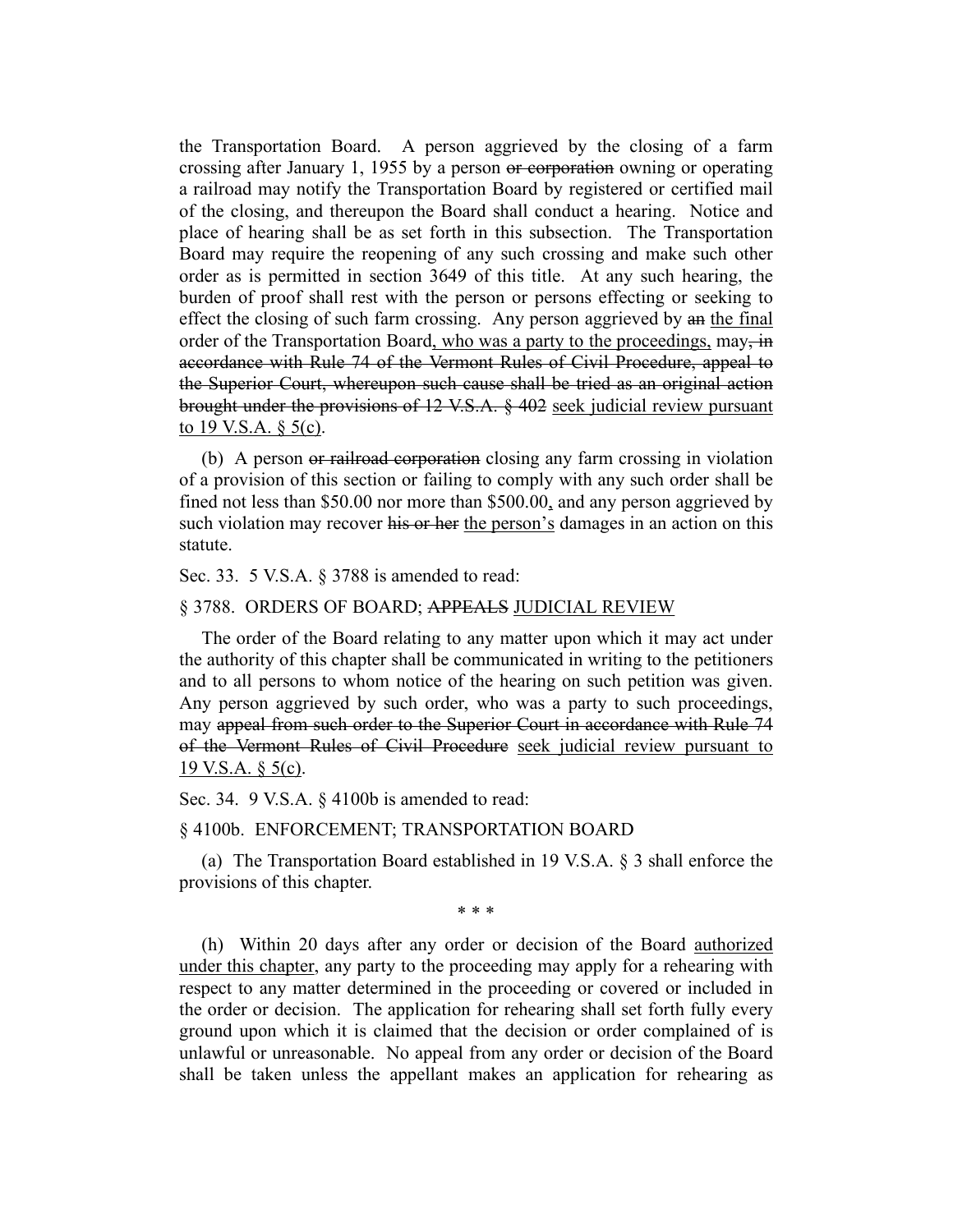the Transportation Board. A person aggrieved by the closing of a farm crossing after January 1, 1955 by a person ~~or corporation~~ owning or operating a railroad may notify the Transportation Board by registered or certified mail of the closing, and thereupon the Board shall conduct a hearing. Notice and place of hearing shall be as set forth in this subsection. The Transportation Board may require the reopening of any such crossing and make such other order as is permitted in section 3649 of this title. At any such hearing, the burden of proof shall rest with the person or persons effecting or seeking to effect the closing of such farm crossing. Any person aggrieved by ~~an~~ <u>the final</u> order of the Transportation Board<u>, who was a party to the proceedings,</u> may~~, in accordance with Rule 74 of the Vermont Rules of Civil Procedure, appeal to the Superior Court, whereupon such cause shall be tried as an original action brought under the provisions of 12 V.S.A. § 402~~ <u>seek judicial review pursuant to 19 V.S.A. § 5(c)</u>.

(b) A person ~~or railroad corporation~~ closing any farm crossing in violation of a provision of this section or failing to comply with any such order shall be fined not less than $50.00 nor more than $500.00<u>,</u> and any person aggrieved by such violation may recover ~~his or her~~ <u>the person's</u> damages in an action on this statute.

Sec. 33. 5 V.S.A. § 3788 is amended to read:

§ 3788. ORDERS OF BOARD; ~~APPEALS~~ <u>JUDICIAL REVIEW</u>

The order of the Board relating to any matter upon which it may act under the authority of this chapter shall be communicated in writing to the petitioners and to all persons to whom notice of the hearing on such petition was given. Any person aggrieved by such order, who was a party to such proceedings, may ~~appeal from such order to the Superior Court in accordance with Rule 74 of the Vermont Rules of Civil Procedure~~ <u>seek judicial review pursuant to 19 V.S.A. § 5(c)</u>.

Sec. 34. 9 V.S.A. § 4100b is amended to read:

§ 4100b. ENFORCEMENT; TRANSPORTATION BOARD

(a) The Transportation Board established in 19 V.S.A. § 3 shall enforce the provisions of this chapter.

\* \* \*

(h) Within 20 days after any order or decision of the Board <u>authorized under this chapter</u>, any party to the proceeding may apply for a rehearing with respect to any matter determined in the proceeding or covered or included in the order or decision. The application for rehearing shall set forth fully every ground upon which it is claimed that the decision or order complained of is unlawful or unreasonable. No appeal from any order or decision of the Board shall be taken unless the appellant makes an application for rehearing as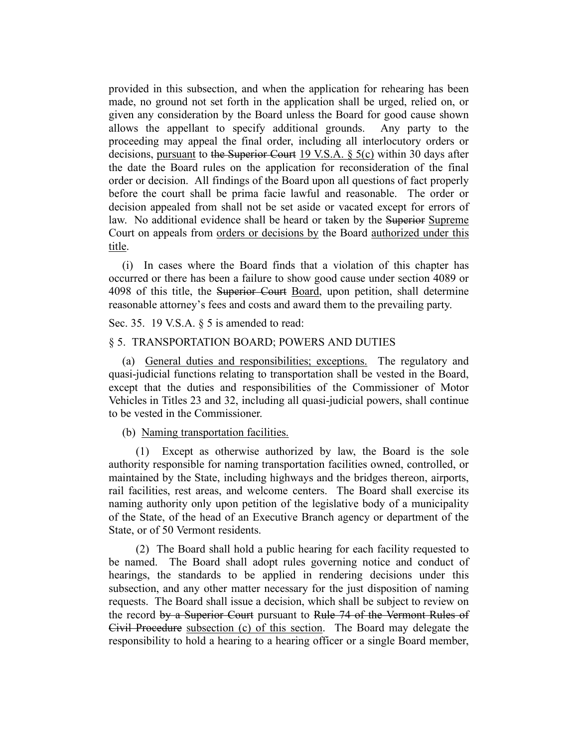provided in this subsection, and when the application for rehearing has been made, no ground not set forth in the application shall be urged, relied on, or given any consideration by the Board unless the Board for good cause shown allows the appellant to specify additional grounds. Any party to the proceeding may appeal the final order, including all interlocutory orders or decisions, <u>pursuant</u> to ~~the Superior Court~~ <u>19 V.S.A. § 5(c)</u> within 30 days after the date the Board rules on the application for reconsideration of the final order or decision. All findings of the Board upon all questions of fact properly before the court shall be prima facie lawful and reasonable. The order or decision appealed from shall not be set aside or vacated except for errors of law. No additional evidence shall be heard or taken by the ~~Superior~~ <u>Supreme</u> Court on appeals from <u>orders or decisions by</u> the Board <u>authorized under this title</u>.

(i) In cases where the Board finds that a violation of this chapter has occurred or there has been a failure to show good cause under section 4089 or 4098 of this title, the ~~Superior Court~~ <u>Board</u>, upon petition, shall determine reasonable attorney's fees and costs and award them to the prevailing party.

Sec. 35. 19 V.S.A. § 5 is amended to read:

§ 5. TRANSPORTATION BOARD; POWERS AND DUTIES

(a) <u>General duties and responsibilities; exceptions.</u> The regulatory and quasi-judicial functions relating to transportation shall be vested in the Board, except that the duties and responsibilities of the Commissioner of Motor Vehicles in Titles 23 and 32, including all quasi-judicial powers, shall continue to be vested in the Commissioner.

(b) <u>Naming transportation facilities.</u>

(1) Except as otherwise authorized by law, the Board is the sole authority responsible for naming transportation facilities owned, controlled, or maintained by the State, including highways and the bridges thereon, airports, rail facilities, rest areas, and welcome centers. The Board shall exercise its naming authority only upon petition of the legislative body of a municipality of the State, of the head of an Executive Branch agency or department of the State, or of 50 Vermont residents.

(2) The Board shall hold a public hearing for each facility requested to be named. The Board shall adopt rules governing notice and conduct of hearings, the standards to be applied in rendering decisions under this subsection, and any other matter necessary for the just disposition of naming requests. The Board shall issue a decision, which shall be subject to review on the record ~~by a Superior Court~~ pursuant to ~~Rule 74 of the Vermont Rules of Civil Procedure~~ <u>subsection (c) of this section</u>. The Board may delegate the responsibility to hold a hearing to a hearing officer or a single Board member,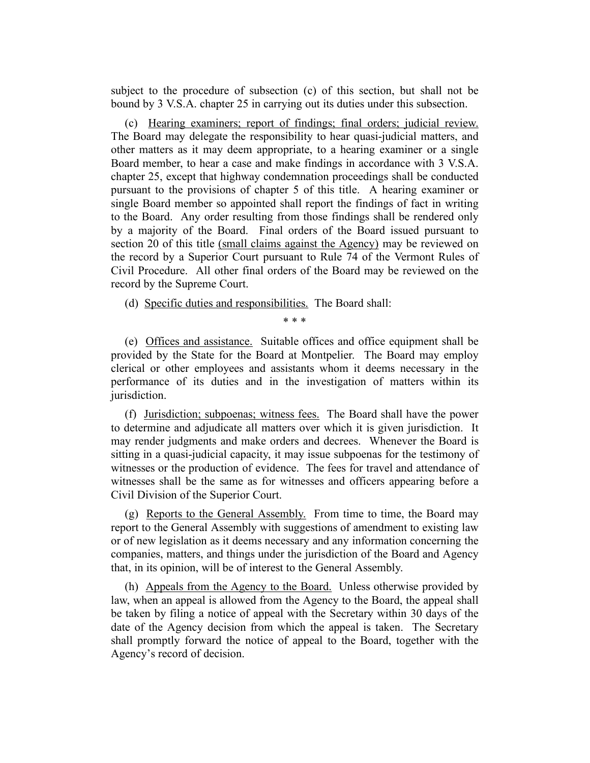subject to the procedure of subsection (c) of this section, but shall not be bound by 3 V.S.A. chapter 25 in carrying out its duties under this subsection.

(c) <u>Hearing examiners; report of findings; final orders; judicial review.</u> The Board may delegate the responsibility to hear quasi-judicial matters, and other matters as it may deem appropriate, to a hearing examiner or a single Board member, to hear a case and make findings in accordance with 3 V.S.A. chapter 25, except that highway condemnation proceedings shall be conducted pursuant to the provisions of chapter 5 of this title. A hearing examiner or single Board member so appointed shall report the findings of fact in writing to the Board. Any order resulting from those findings shall be rendered only by a majority of the Board. Final orders of the Board issued pursuant to section 20 of this title <u>(small claims against the Agency)</u> may be reviewed on the record by a Superior Court pursuant to Rule 74 of the Vermont Rules of Civil Procedure. All other final orders of the Board may be reviewed on the record by the Supreme Court.

(d) <u>Specific duties and responsibilities.</u> The Board shall:

\* \* \*

(e) <u>Offices and assistance.</u> Suitable offices and office equipment shall be provided by the State for the Board at Montpelier. The Board may employ clerical or other employees and assistants whom it deems necessary in the performance of its duties and in the investigation of matters within its jurisdiction.

(f) <u>Jurisdiction; subpoenas; witness fees.</u> The Board shall have the power to determine and adjudicate all matters over which it is given jurisdiction. It may render judgments and make orders and decrees. Whenever the Board is sitting in a quasi-judicial capacity, it may issue subpoenas for the testimony of witnesses or the production of evidence. The fees for travel and attendance of witnesses shall be the same as for witnesses and officers appearing before a Civil Division of the Superior Court.

(g) <u>Reports to the General Assembly.</u> From time to time, the Board may report to the General Assembly with suggestions of amendment to existing law or of new legislation as it deems necessary and any information concerning the companies, matters, and things under the jurisdiction of the Board and Agency that, in its opinion, will be of interest to the General Assembly.

(h) <u>Appeals from the Agency to the Board.</u> Unless otherwise provided by law, when an appeal is allowed from the Agency to the Board, the appeal shall be taken by filing a notice of appeal with the Secretary within 30 days of the date of the Agency decision from which the appeal is taken. The Secretary shall promptly forward the notice of appeal to the Board, together with the Agency's record of decision.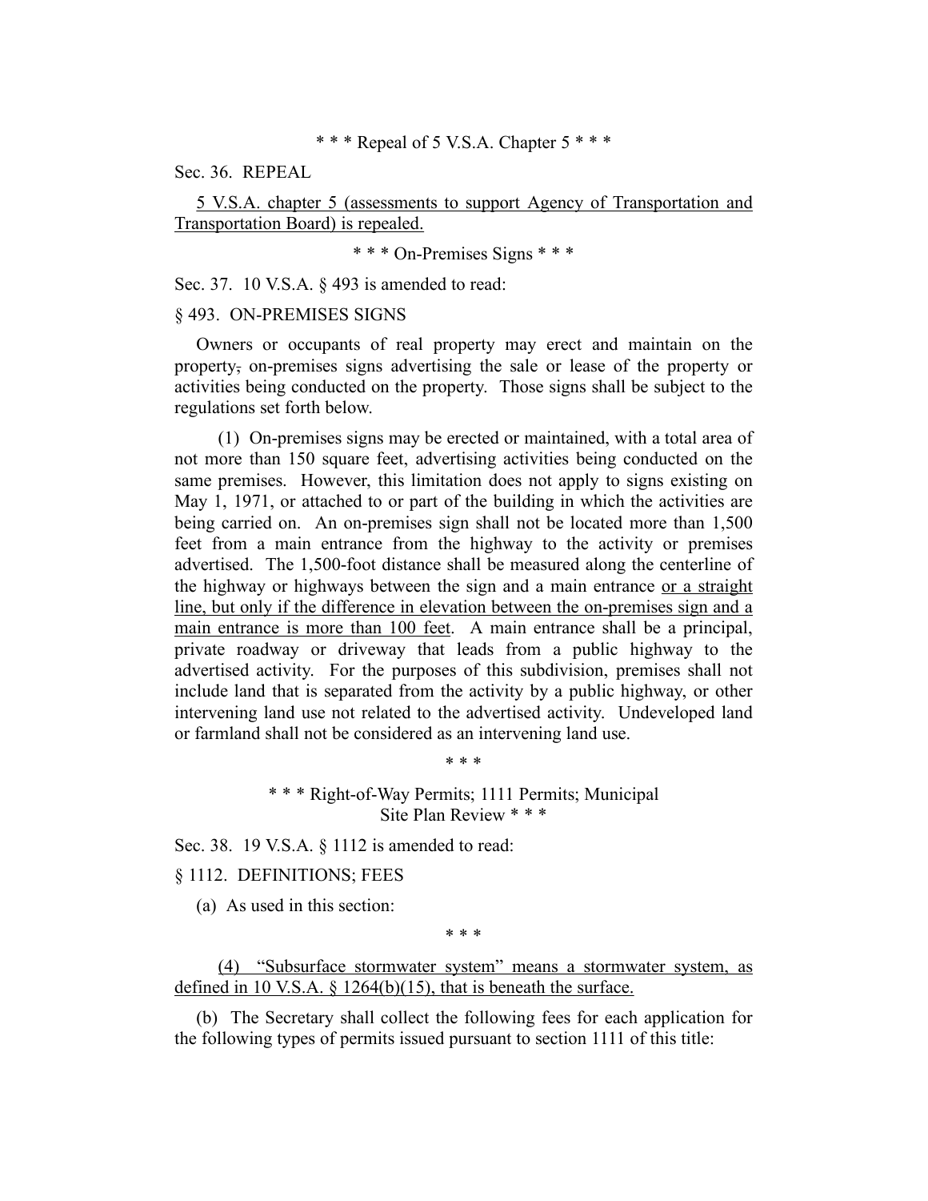\* \* \* Repeal of 5 V.S.A. Chapter 5 \* \* \*

Sec. 36. REPEAL

<u>5 V.S.A. chapter 5 (assessments to support Agency of Transportation and Transportation Board) is repealed.</u>

\* \* \* On-Premises Signs \* \* \*

Sec. 37. 10 V.S.A. § 493 is amended to read:

§ 493. ON-PREMISES SIGNS

Owners or occupants of real property may erect and maintain on the property~~,~~ on-premises signs advertising the sale or lease of the property or activities being conducted on the property. Those signs shall be subject to the regulations set forth below.

(1) On-premises signs may be erected or maintained, with a total area of not more than 150 square feet, advertising activities being conducted on the same premises. However, this limitation does not apply to signs existing on May 1, 1971, or attached to or part of the building in which the activities are being carried on. An on-premises sign shall not be located more than 1,500 feet from a main entrance from the highway to the activity or premises advertised. The 1,500-foot distance shall be measured along the centerline of the highway or highways between the sign and a main entrance <u>or a straight line, but only if the difference in elevation between the on-premises sign and a main entrance is more than 100 feet</u>. A main entrance shall be a principal, private roadway or driveway that leads from a public highway to the advertised activity. For the purposes of this subdivision, premises shall not include land that is separated from the activity by a public highway, or other intervening land use not related to the advertised activity. Undeveloped land or farmland shall not be considered as an intervening land use.

\* \* \*

\* \* \* Right-of-Way Permits; 1111 Permits; Municipal Site Plan Review \* \* \*

Sec. 38. 19 V.S.A. § 1112 is amended to read:

§ 1112. DEFINITIONS; FEES

(a) As used in this section:

\* \* \*

<u>(4) "Subsurface stormwater system" means a stormwater system, as defined in 10 V.S.A. § 1264(b)(15), that is beneath the surface.</u>

(b) The Secretary shall collect the following fees for each application for the following types of permits issued pursuant to section 1111 of this title: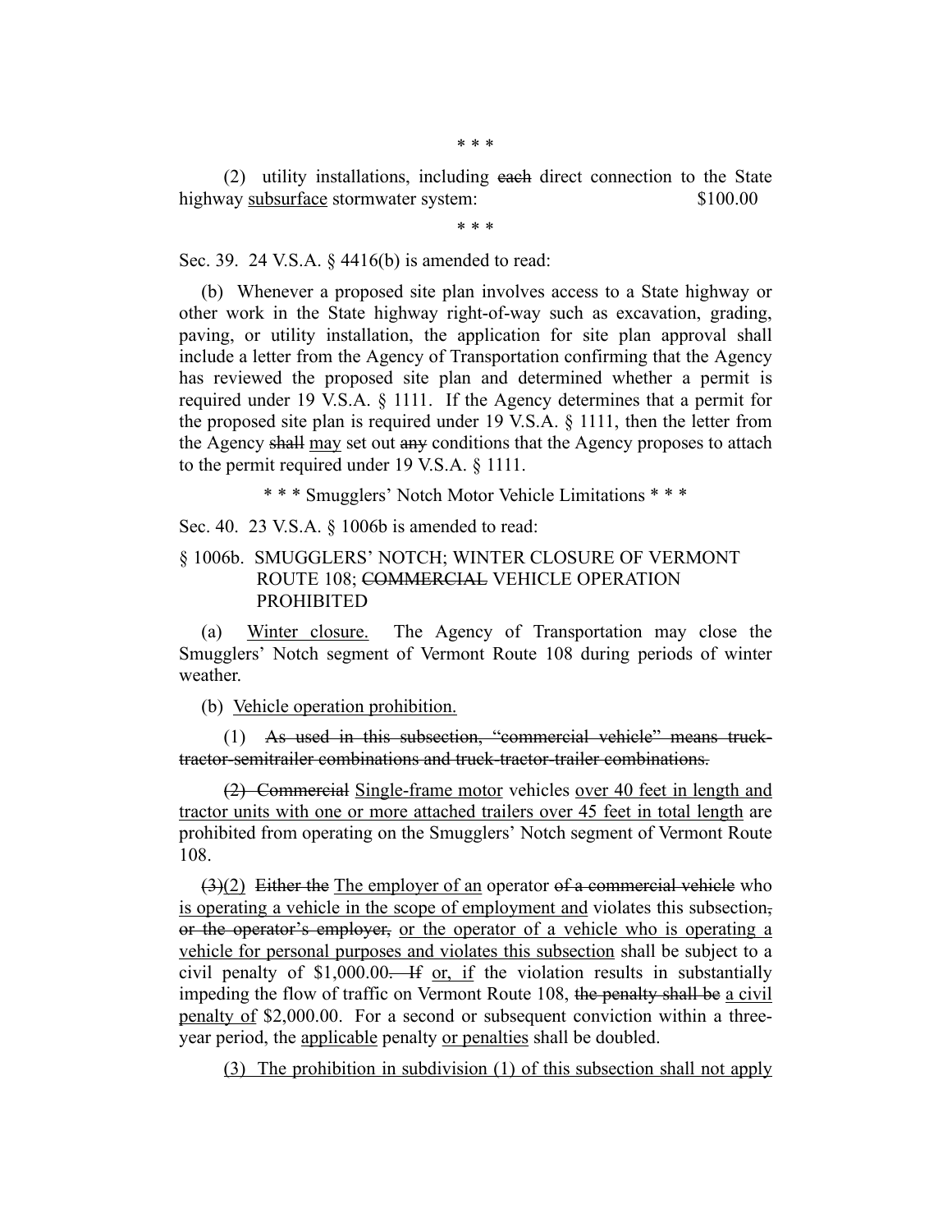\* \* \*

(2) utility installations, including ~~each~~ direct connection to the State highway <u>subsurface</u> stormwater system: $100.00

\* \* \*

Sec. 39. 24 V.S.A. § 4416(b) is amended to read:

(b) Whenever a proposed site plan involves access to a State highway or other work in the State highway right-of-way such as excavation, grading, paving, or utility installation, the application for site plan approval shall include a letter from the Agency of Transportation confirming that the Agency has reviewed the proposed site plan and determined whether a permit is required under 19 V.S.A. § 1111. If the Agency determines that a permit for the proposed site plan is required under 19 V.S.A. § 1111, then the letter from the Agency ~~shall~~ <u>may</u> set out ~~any~~ conditions that the Agency proposes to attach to the permit required under 19 V.S.A. § 1111.

\* \* \* Smugglers' Notch Motor Vehicle Limitations \* \* \*

Sec. 40. 23 V.S.A. § 1006b is amended to read:

§ 1006b. SMUGGLERS' NOTCH; WINTER CLOSURE OF VERMONT ROUTE 108; ~~COMMERCIAL~~ VEHICLE OPERATION PROHIBITED

(a) <u>Winter closure.</u> The Agency of Transportation may close the Smugglers' Notch segment of Vermont Route 108 during periods of winter weather.

(b) <u>Vehicle operation prohibition.</u>

(1) ~~As used in this subsection, "commercial vehicle" means truck-tractor-semitrailer combinations and truck-tractor-trailer combinations.~~

~~(2) Commercial~~ <u>Single-frame motor</u> vehicles <u>over 40 feet in length and tractor units with one or more attached trailers over 45 feet in total length</u> are prohibited from operating on the Smugglers' Notch segment of Vermont Route 108.

~~(3)~~<u>(2)</u> ~~Either the~~ <u>The employer of an</u> operator ~~of a commercial vehicle~~ who <u>is operating a vehicle in the scope of employment and</u> violates this subsection~~, or the operator's employer,~~ <u>or the operator of a vehicle who is operating a vehicle for personal purposes and violates this subsection</u> shall be subject to a civil penalty of $1,000.00~~. If~~ <u>or, if</u> the violation results in substantially impeding the flow of traffic on Vermont Route 108, ~~the penalty shall be~~ <u>a civil penalty of</u> $2,000.00. For a second or subsequent conviction within a three-year period, the <u>applicable</u> penalty <u>or penalties</u> shall be doubled.

<u>(3) The prohibition in subdivision (1) of this subsection shall not apply</u>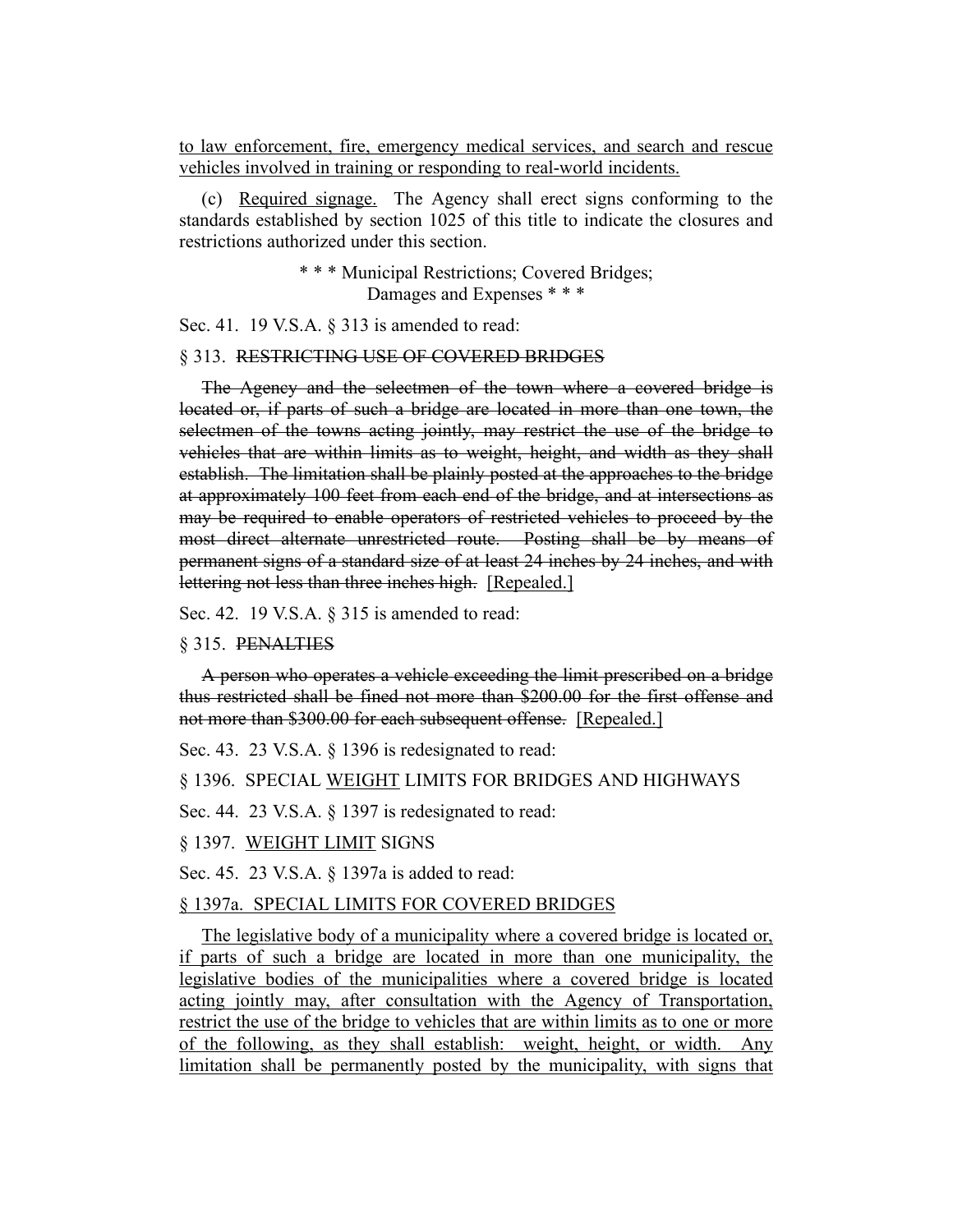to law enforcement, fire, emergency medical services, and search and rescue vehicles involved in training or responding to real-world incidents.

(c) Required signage. The Agency shall erect signs conforming to the standards established by section 1025 of this title to indicate the closures and restrictions authorized under this section.

\* \* \* Municipal Restrictions; Covered Bridges; Damages and Expenses \* \* \*

Sec. 41. 19 V.S.A. § 313 is amended to read:

§ 313. ~~RESTRICTING USE OF COVERED BRIDGES~~

~~The Agency and the selectmen of the town where a covered bridge is located or, if parts of such a bridge are located in more than one town, the selectmen of the towns acting jointly, may restrict the use of the bridge to vehicles that are within limits as to weight, height, and width as they shall establish. The limitation shall be plainly posted at the approaches to the bridge at approximately 100 feet from each end of the bridge, and at intersections as may be required to enable operators of restricted vehicles to proceed by the most direct alternate unrestricted route. Posting shall be by means of permanent signs of a standard size of at least 24 inches by 24 inches, and with lettering not less than three inches high.~~ [Repealed.]

Sec. 42. 19 V.S.A. § 315 is amended to read:

§ 315. ~~PENALTIES~~

~~A person who operates a vehicle exceeding the limit prescribed on a bridge thus restricted shall be fined not more than $200.00 for the first offense and not more than $300.00 for each subsequent offense.~~ [Repealed.]

Sec. 43. 23 V.S.A. § 1396 is redesignated to read:

§ 1396. SPECIAL WEIGHT LIMITS FOR BRIDGES AND HIGHWAYS

Sec. 44. 23 V.S.A. § 1397 is redesignated to read:

§ 1397. WEIGHT LIMIT SIGNS

Sec. 45. 23 V.S.A. § 1397a is added to read:

§ 1397a. SPECIAL LIMITS FOR COVERED BRIDGES

The legislative body of a municipality where a covered bridge is located or, if parts of such a bridge are located in more than one municipality, the legislative bodies of the municipalities where a covered bridge is located acting jointly may, after consultation with the Agency of Transportation, restrict the use of the bridge to vehicles that are within limits as to one or more of the following, as they shall establish: weight, height, or width. Any limitation shall be permanently posted by the municipality, with signs that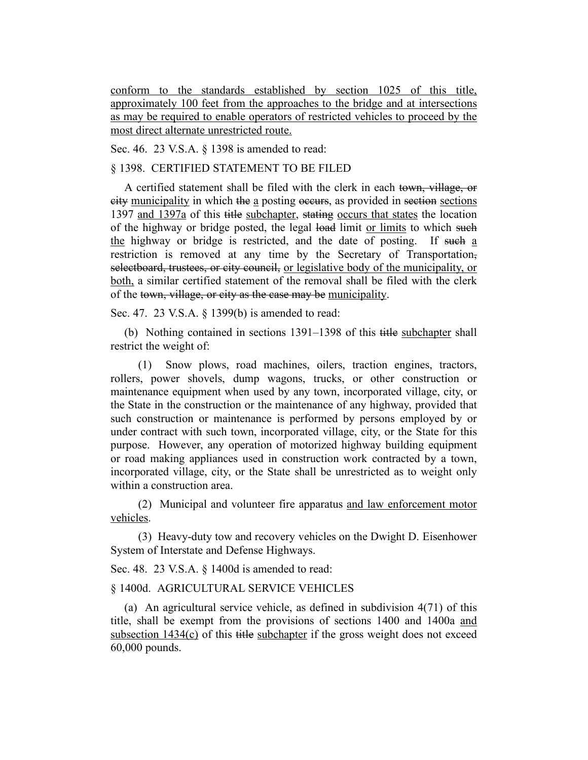<u>conform to the standards established by section 1025 of this title, approximately 100 feet from the approaches to the bridge and at intersections as may be required to enable operators of restricted vehicles to proceed by the most direct alternate unrestricted route.</u>

Sec. 46. 23 V.S.A. § 1398 is amended to read:

§ 1398. CERTIFIED STATEMENT TO BE FILED

A certified statement shall be filed with the clerk in each ~~town, village, or city~~ <u>municipality</u> in which ~~the~~ <u>a</u> posting ~~occurs~~, as provided in ~~section~~ <u>sections</u> 1397 <u>and 1397a</u> of this ~~title~~ <u>subchapter</u>, ~~stating~~ <u>occurs that states</u> the location of the highway or bridge posted, the legal ~~load~~ limit <u>or limits</u> to which ~~such~~ <u>the</u> highway or bridge is restricted, and the date of posting. If ~~such~~ <u>a</u> restriction is removed at any time by the Secretary of Transportation~~, selectboard, trustees, or city council,~~ <u>or legislative body of the municipality, or both,</u> a similar certified statement of the removal shall be filed with the clerk of the ~~town, village, or city as the case may be~~ <u>municipality</u>.

Sec. 47. 23 V.S.A. § 1399(b) is amended to read:

(b) Nothing contained in sections 1391–1398 of this ~~title~~ <u>subchapter</u> shall restrict the weight of:

(1) Snow plows, road machines, oilers, traction engines, tractors, rollers, power shovels, dump wagons, trucks, or other construction or maintenance equipment when used by any town, incorporated village, city, or the State in the construction or the maintenance of any highway, provided that such construction or maintenance is performed by persons employed by or under contract with such town, incorporated village, city, or the State for this purpose. However, any operation of motorized highway building equipment or road making appliances used in construction work contracted by a town, incorporated village, city, or the State shall be unrestricted as to weight only within a construction area.

(2) Municipal and volunteer fire apparatus <u>and law enforcement motor vehicles</u>.

(3) Heavy-duty tow and recovery vehicles on the Dwight D. Eisenhower System of Interstate and Defense Highways.

Sec. 48. 23 V.S.A. § 1400d is amended to read:

§ 1400d. AGRICULTURAL SERVICE VEHICLES

(a) An agricultural service vehicle, as defined in subdivision 4(71) of this title, shall be exempt from the provisions of sections 1400 and 1400a <u>and subsection 1434(c)</u> of this ~~title~~ <u>subchapter</u> if the gross weight does not exceed 60,000 pounds.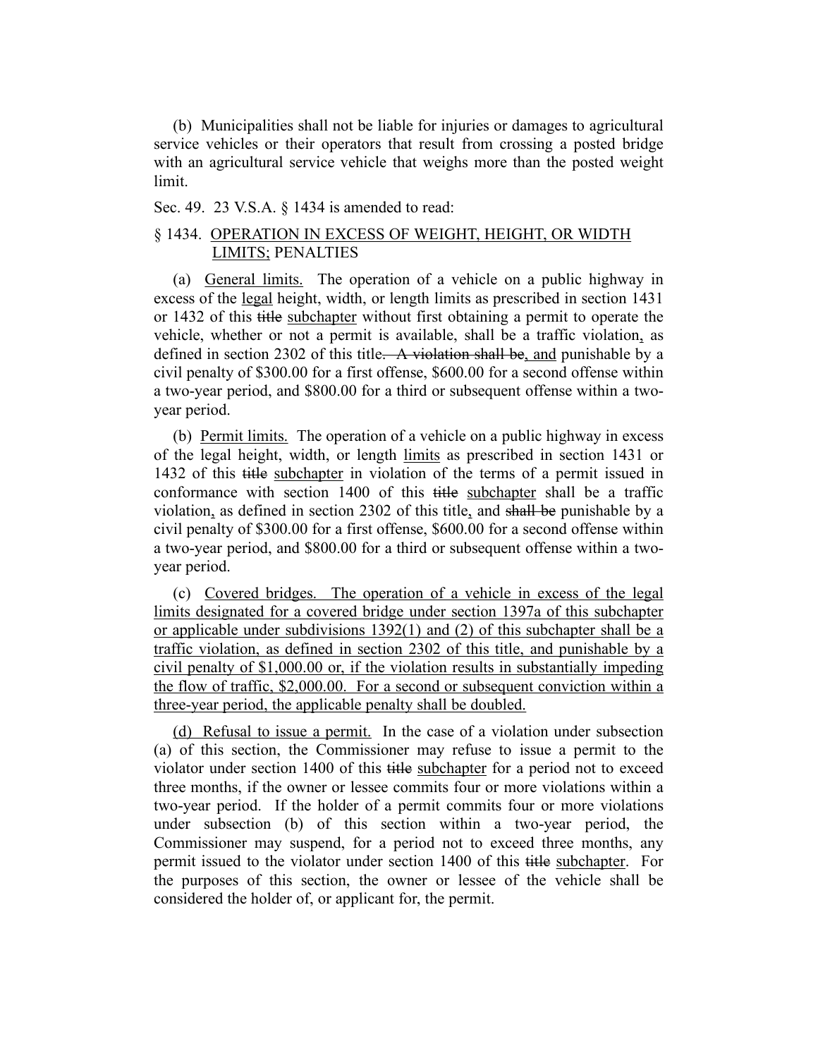(b) Municipalities shall not be liable for injuries or damages to agricultural service vehicles or their operators that result from crossing a posted bridge with an agricultural service vehicle that weighs more than the posted weight limit.

Sec. 49. 23 V.S.A. § 1434 is amended to read:

§ 1434. <u>OPERATION IN EXCESS OF WEIGHT, HEIGHT, OR WIDTH LIMITS;</u> PENALTIES

(a) <u>General limits.</u> The operation of a vehicle on a public highway in excess of the <u>legal</u> height, width, or length limits as prescribed in section 1431 or 1432 of this ~~title~~ <u>subchapter</u> without first obtaining a permit to operate the vehicle, whether or not a permit is available, shall be a traffic violation<u>,</u> as defined in section 2302 of this title~~. A violation shall be~~<u>, and</u> punishable by a civil penalty of \$300.00 for a first offense, \$600.00 for a second offense within a two-year period, and \$800.00 for a third or subsequent offense within a two-year period.

(b) <u>Permit limits.</u> The operation of a vehicle on a public highway in excess of the legal height, width, or length <u>limits</u> as prescribed in section 1431 or 1432 of this ~~title~~ <u>subchapter</u> in violation of the terms of a permit issued in conformance with section 1400 of this ~~title~~ <u>subchapter</u> shall be a traffic violation<u>,</u> as defined in section 2302 of this title<u>,</u> and ~~shall be~~ punishable by a civil penalty of \$300.00 for a first offense, \$600.00 for a second offense within a two-year period, and \$800.00 for a third or subsequent offense within a two-year period.

<u>(c) Covered bridges. The operation of a vehicle in excess of the legal limits designated for a covered bridge under section 1397a of this subchapter or applicable under subdivisions 1392(1) and (2) of this subchapter shall be a traffic violation, as defined in section 2302 of this title, and punishable by a civil penalty of \$1,000.00 or, if the violation results in substantially impeding the flow of traffic, \$2,000.00. For a second or subsequent conviction within a three-year period, the applicable penalty shall be doubled.</u>

<u>(d) Refusal to issue a permit.</u> In the case of a violation under subsection (a) of this section, the Commissioner may refuse to issue a permit to the violator under section 1400 of this ~~title~~ <u>subchapter</u> for a period not to exceed three months, if the owner or lessee commits four or more violations within a two-year period. If the holder of a permit commits four or more violations under subsection (b) of this section within a two-year period, the Commissioner may suspend, for a period not to exceed three months, any permit issued to the violator under section 1400 of this ~~title~~ <u>subchapter</u>. For the purposes of this section, the owner or lessee of the vehicle shall be considered the holder of, or applicant for, the permit.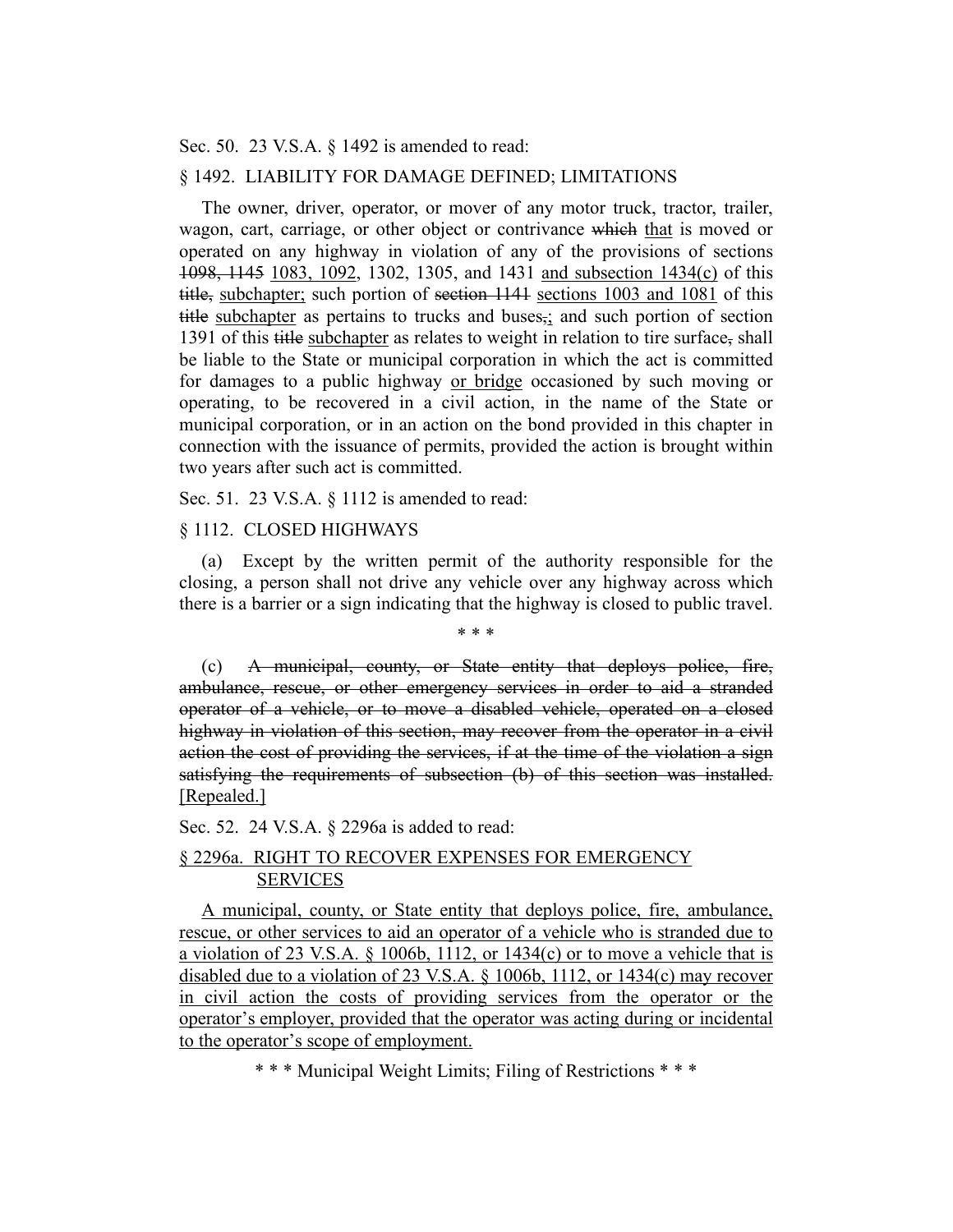Sec. 50. 23 V.S.A. § 1492 is amended to read:

§ 1492. LIABILITY FOR DAMAGE DEFINED; LIMITATIONS

The owner, driver, operator, or mover of any motor truck, tractor, trailer, wagon, cart, carriage, or other object or contrivance ~~which~~ <u>that</u> is moved or operated on any highway in violation of any of the provisions of sections ~~1098, 1145~~ <u>1083, 1092</u>, 1302, 1305, and 1431 <u>and subsection 1434(c)</u> of this ~~title,~~ <u>subchapter;</u> such portion of ~~section 1141~~ <u>sections 1003 and 1081</u> of this ~~title~~ <u>subchapter</u> as pertains to trucks and buses~~,~~<u>;</u> and such portion of section 1391 of this ~~title~~ <u>subchapter</u> as relates to weight in relation to tire surface~~,~~ shall be liable to the State or municipal corporation in which the act is committed for damages to a public highway <u>or bridge</u> occasioned by such moving or operating, to be recovered in a civil action, in the name of the State or municipal corporation, or in an action on the bond provided in this chapter in connection with the issuance of permits, provided the action is brought within two years after such act is committed.

Sec. 51. 23 V.S.A. § 1112 is amended to read:

§ 1112. CLOSED HIGHWAYS

(a) Except by the written permit of the authority responsible for the closing, a person shall not drive any vehicle over any highway across which there is a barrier or a sign indicating that the highway is closed to public travel.

\* \* \*

(c) ~~A municipal, county, or State entity that deploys police, fire, ambulance, rescue, or other emergency services in order to aid a stranded operator of a vehicle, or to move a disabled vehicle, operated on a closed highway in violation of this section, may recover from the operator in a civil action the cost of providing the services, if at the time of the violation a sign satisfying the requirements of subsection (b) of this section was installed.~~ <u>[Repealed.]</u>

Sec. 52. 24 V.S.A. § 2296a is added to read:

<u>§ 2296a. RIGHT TO RECOVER EXPENSES FOR EMERGENCY SERVICES</u>

<u>A municipal, county, or State entity that deploys police, fire, ambulance, rescue, or other services to aid an operator of a vehicle who is stranded due to a violation of 23 V.S.A. § 1006b, 1112, or 1434(c) or to move a vehicle that is disabled due to a violation of 23 V.S.A. § 1006b, 1112, or 1434(c) may recover in civil action the costs of providing services from the operator or the operator's employer, provided that the operator was acting during or incidental to the operator's scope of employment.</u>

\* \* \* Municipal Weight Limits; Filing of Restrictions \* \* \*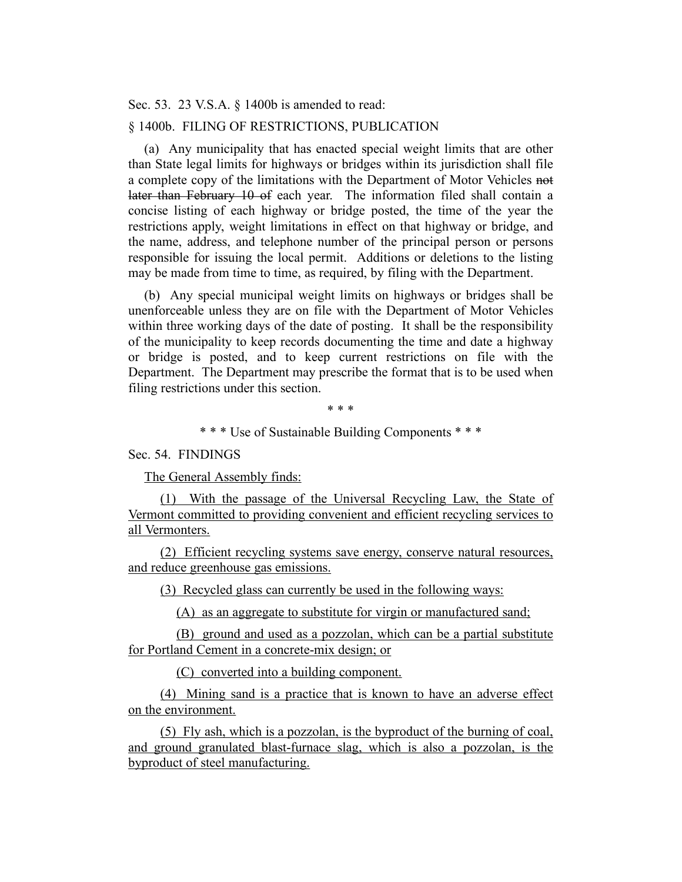Sec. 53. 23 V.S.A. § 1400b is amended to read:

§ 1400b. FILING OF RESTRICTIONS, PUBLICATION

(a) Any municipality that has enacted special weight limits that are other than State legal limits for highways or bridges within its jurisdiction shall file a complete copy of the limitations with the Department of Motor Vehicles ~~not later than February 10 of~~ each year. The information filed shall contain a concise listing of each highway or bridge posted, the time of the year the restrictions apply, weight limitations in effect on that highway or bridge, and the name, address, and telephone number of the principal person or persons responsible for issuing the local permit. Additions or deletions to the listing may be made from time to time, as required, by filing with the Department.

(b) Any special municipal weight limits on highways or bridges shall be unenforceable unless they are on file with the Department of Motor Vehicles within three working days of the date of posting. It shall be the responsibility of the municipality to keep records documenting the time and date a highway or bridge is posted, and to keep current restrictions on file with the Department. The Department may prescribe the format that is to be used when filing restrictions under this section.

\* \* \*

\* \* \* Use of Sustainable Building Components \* \* \*

Sec. 54. FINDINGS

<u>The General Assembly finds:</u>

<u>(1) With the passage of the Universal Recycling Law, the State of Vermont committed to providing convenient and efficient recycling services to all Vermonters.</u>

<u>(2) Efficient recycling systems save energy, conserve natural resources, and reduce greenhouse gas emissions.</u>

<u>(3) Recycled glass can currently be used in the following ways:</u>

<u>(A) as an aggregate to substitute for virgin or manufactured sand;</u>

<u>(B) ground and used as a pozzolan, which can be a partial substitute for Portland Cement in a concrete-mix design; or</u>

<u>(C) converted into a building component.</u>

<u>(4) Mining sand is a practice that is known to have an adverse effect on the environment.</u>

<u>(5) Fly ash, which is a pozzolan, is the byproduct of the burning of coal, and ground granulated blast-furnace slag, which is also a pozzolan, is the byproduct of steel manufacturing.</u>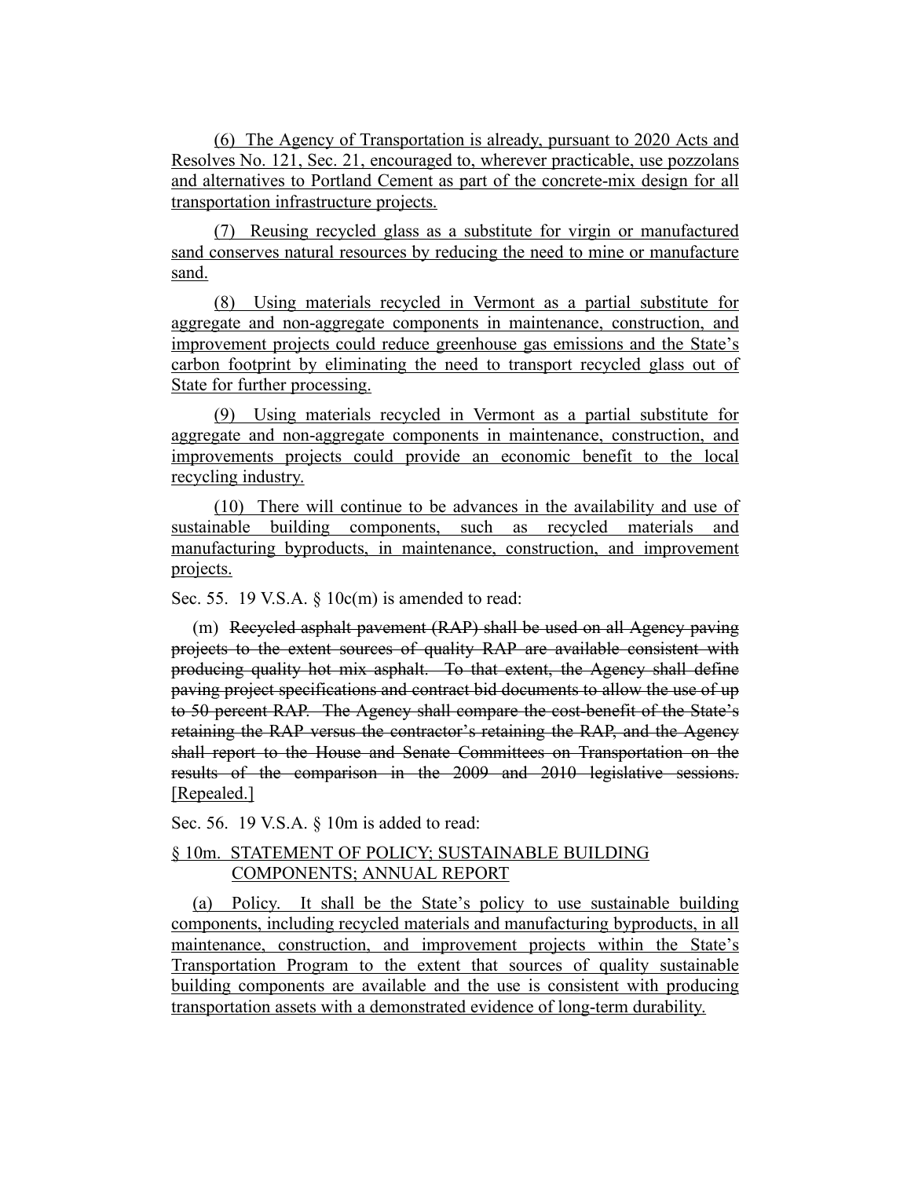(6) The Agency of Transportation is already, pursuant to 2020 Acts and Resolves No. 121, Sec. 21, encouraged to, wherever practicable, use pozzolans and alternatives to Portland Cement as part of the concrete-mix design for all transportation infrastructure projects.

(7) Reusing recycled glass as a substitute for virgin or manufactured sand conserves natural resources by reducing the need to mine or manufacture sand.

(8) Using materials recycled in Vermont as a partial substitute for aggregate and non-aggregate components in maintenance, construction, and improvement projects could reduce greenhouse gas emissions and the State's carbon footprint by eliminating the need to transport recycled glass out of State for further processing.

(9) Using materials recycled in Vermont as a partial substitute for aggregate and non-aggregate components in maintenance, construction, and improvements projects could provide an economic benefit to the local recycling industry.

(10) There will continue to be advances in the availability and use of sustainable building components, such as recycled materials and manufacturing byproducts, in maintenance, construction, and improvement projects.

Sec. 55. 19 V.S.A. § 10c(m) is amended to read:

(m) ~~Recycled asphalt pavement (RAP) shall be used on all Agency paving projects to the extent sources of quality RAP are available consistent with producing quality hot mix asphalt. To that extent, the Agency shall define paving project specifications and contract bid documents to allow the use of up to 50 percent RAP. The Agency shall compare the cost-benefit of the State's retaining the RAP versus the contractor's retaining the RAP, and the Agency shall report to the House and Senate Committees on Transportation on the results of the comparison in the 2009 and 2010 legislative sessions.~~ [Repealed.]

Sec. 56. 19 V.S.A. § 10m is added to read:

§ 10m. STATEMENT OF POLICY; SUSTAINABLE BUILDING COMPONENTS; ANNUAL REPORT

(a) Policy. It shall be the State's policy to use sustainable building components, including recycled materials and manufacturing byproducts, in all maintenance, construction, and improvement projects within the State's Transportation Program to the extent that sources of quality sustainable building components are available and the use is consistent with producing transportation assets with a demonstrated evidence of long-term durability.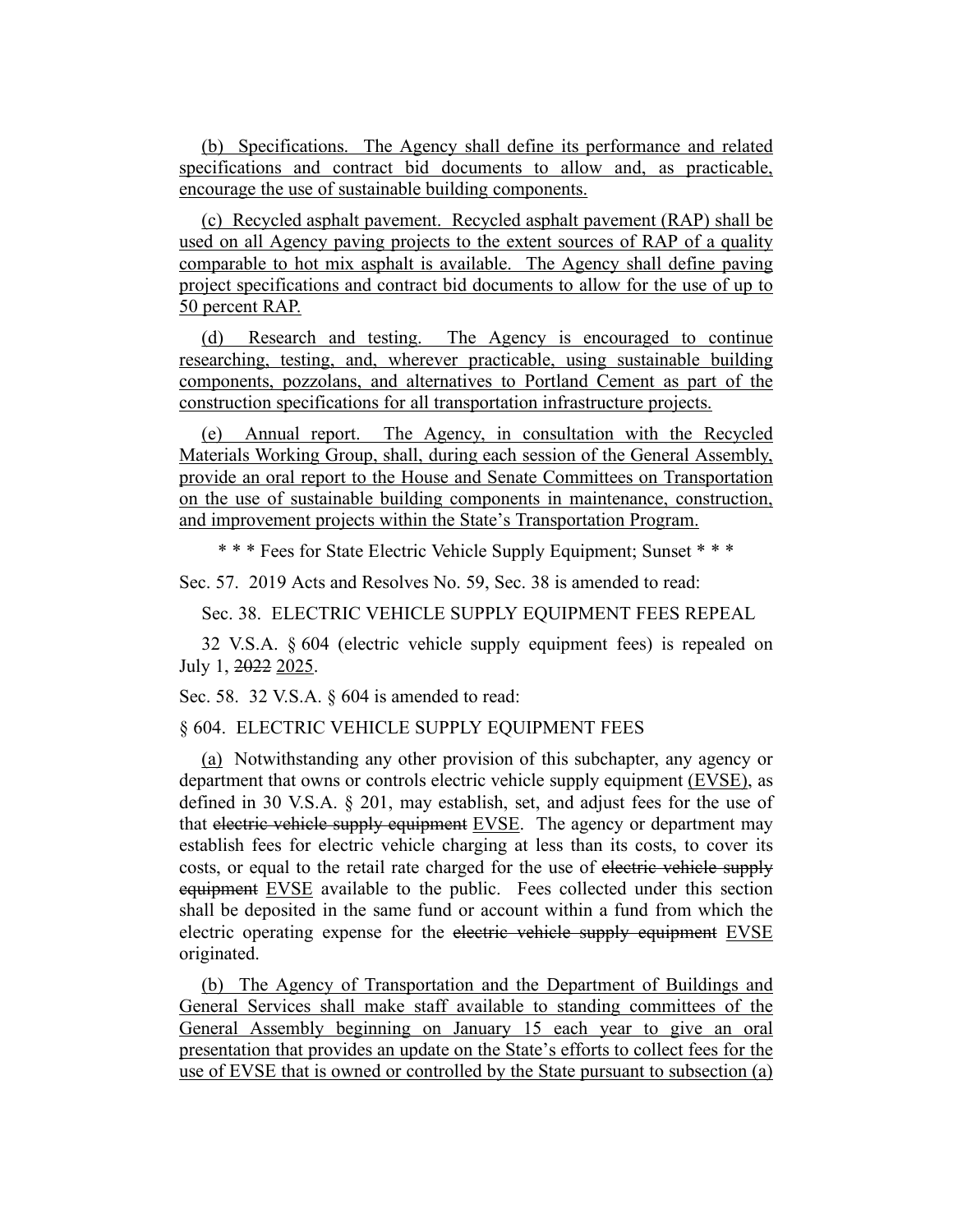(b) Specifications. The Agency shall define its performance and related specifications and contract bid documents to allow and, as practicable, encourage the use of sustainable building components.

(c) Recycled asphalt pavement. Recycled asphalt pavement (RAP) shall be used on all Agency paving projects to the extent sources of RAP of a quality comparable to hot mix asphalt is available. The Agency shall define paving project specifications and contract bid documents to allow for the use of up to 50 percent RAP.

(d) Research and testing. The Agency is encouraged to continue researching, testing, and, wherever practicable, using sustainable building components, pozzolans, and alternatives to Portland Cement as part of the construction specifications for all transportation infrastructure projects.

(e) Annual report. The Agency, in consultation with the Recycled Materials Working Group, shall, during each session of the General Assembly, provide an oral report to the House and Senate Committees on Transportation on the use of sustainable building components in maintenance, construction, and improvement projects within the State's Transportation Program.

\* \* \* Fees for State Electric Vehicle Supply Equipment; Sunset \* \* \*

Sec. 57. 2019 Acts and Resolves No. 59, Sec. 38 is amended to read:

Sec. 38. ELECTRIC VEHICLE SUPPLY EQUIPMENT FEES REPEAL

32 V.S.A. § 604 (electric vehicle supply equipment fees) is repealed on July 1, ~~2022~~ 2025.

Sec. 58. 32 V.S.A. § 604 is amended to read:

§ 604. ELECTRIC VEHICLE SUPPLY EQUIPMENT FEES

(a) Notwithstanding any other provision of this subchapter, any agency or department that owns or controls electric vehicle supply equipment (EVSE), as defined in 30 V.S.A. § 201, may establish, set, and adjust fees for the use of that ~~electric vehicle supply equipment~~ EVSE. The agency or department may establish fees for electric vehicle charging at less than its costs, to cover its costs, or equal to the retail rate charged for the use of ~~electric vehicle supply equipment~~ EVSE available to the public. Fees collected under this section shall be deposited in the same fund or account within a fund from which the electric operating expense for the ~~electric vehicle supply equipment~~ EVSE originated.

(b) The Agency of Transportation and the Department of Buildings and General Services shall make staff available to standing committees of the General Assembly beginning on January 15 each year to give an oral presentation that provides an update on the State's efforts to collect fees for the use of EVSE that is owned or controlled by the State pursuant to subsection (a)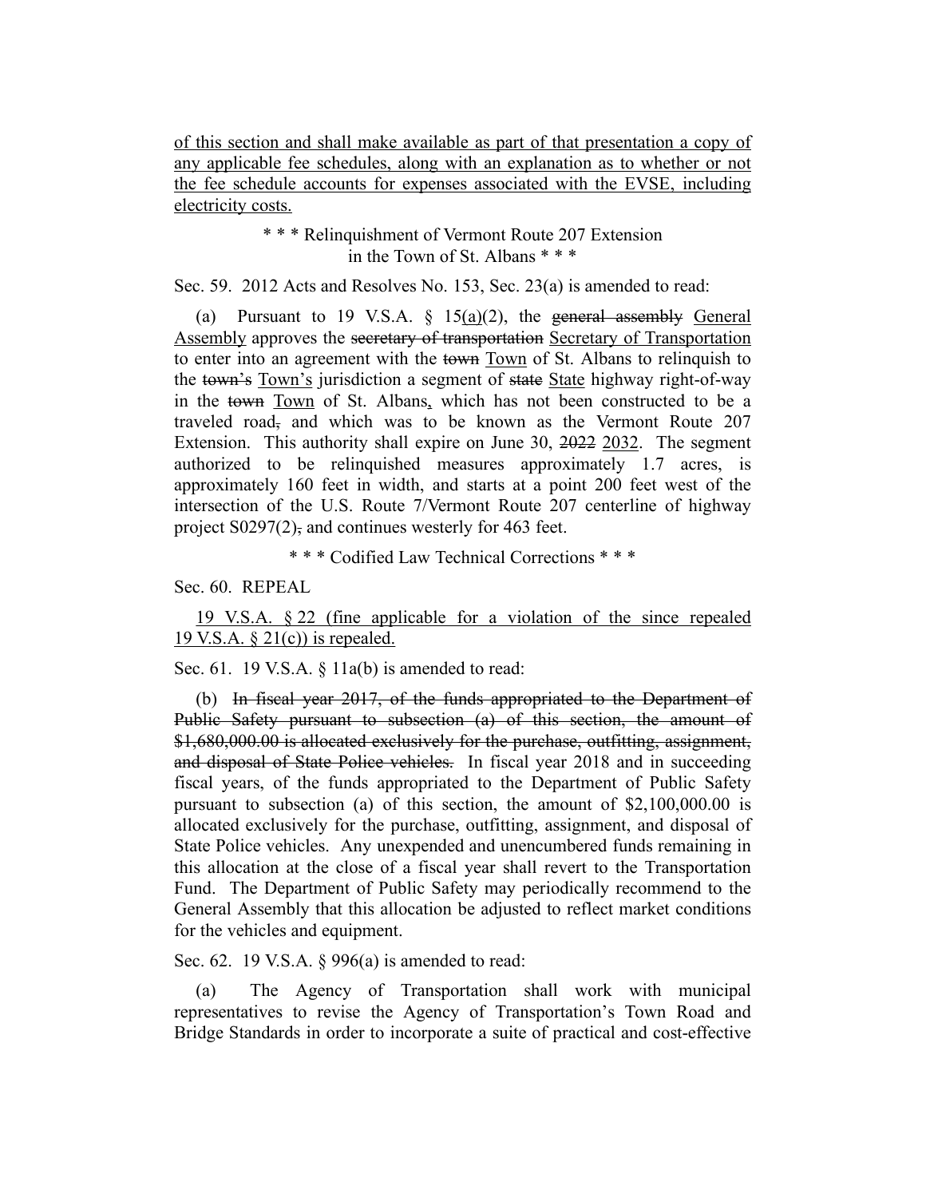of this section and shall make available as part of that presentation a copy of any applicable fee schedules, along with an explanation as to whether or not the fee schedule accounts for expenses associated with the EVSE, including electricity costs.

\* \* \* Relinquishment of Vermont Route 207 Extension in the Town of St. Albans \* \* \*

Sec. 59. 2012 Acts and Resolves No. 153, Sec. 23(a) is amended to read:

(a) Pursuant to 19 V.S.A. § 15(a)(2), the ~~general assembly~~ General Assembly approves the ~~secretary of transportation~~ Secretary of Transportation to enter into an agreement with the ~~town~~ Town of St. Albans to relinquish to the ~~town's~~ Town's jurisdiction a segment of ~~state~~ State highway right-of-way in the ~~town~~ Town of St. Albans, which has not been constructed to be a traveled road~~,~~ and which was to be known as the Vermont Route 207 Extension. This authority shall expire on June 30, ~~2022~~ 2032. The segment authorized to be relinquished measures approximately 1.7 acres, is approximately 160 feet in width, and starts at a point 200 feet west of the intersection of the U.S. Route 7/Vermont Route 207 centerline of highway project S0297(2)~~,~~ and continues westerly for 463 feet.

\* \* \* Codified Law Technical Corrections \* \* \*

Sec. 60. REPEAL

19 V.S.A. § 22 (fine applicable for a violation of the since repealed 19 V.S.A. § 21(c)) is repealed.

Sec. 61. 19 V.S.A. § 11a(b) is amended to read:

(b) ~~In fiscal year 2017, of the funds appropriated to the Department of Public Safety pursuant to subsection (a) of this section, the amount of $1,680,000.00 is allocated exclusively for the purchase, outfitting, assignment, and disposal of State Police vehicles.~~ In fiscal year 2018 and in succeeding fiscal years, of the funds appropriated to the Department of Public Safety pursuant to subsection (a) of this section, the amount of $2,100,000.00 is allocated exclusively for the purchase, outfitting, assignment, and disposal of State Police vehicles. Any unexpended and unencumbered funds remaining in this allocation at the close of a fiscal year shall revert to the Transportation Fund. The Department of Public Safety may periodically recommend to the General Assembly that this allocation be adjusted to reflect market conditions for the vehicles and equipment.

Sec. 62. 19 V.S.A. § 996(a) is amended to read:

(a) The Agency of Transportation shall work with municipal representatives to revise the Agency of Transportation's Town Road and Bridge Standards in order to incorporate a suite of practical and cost-effective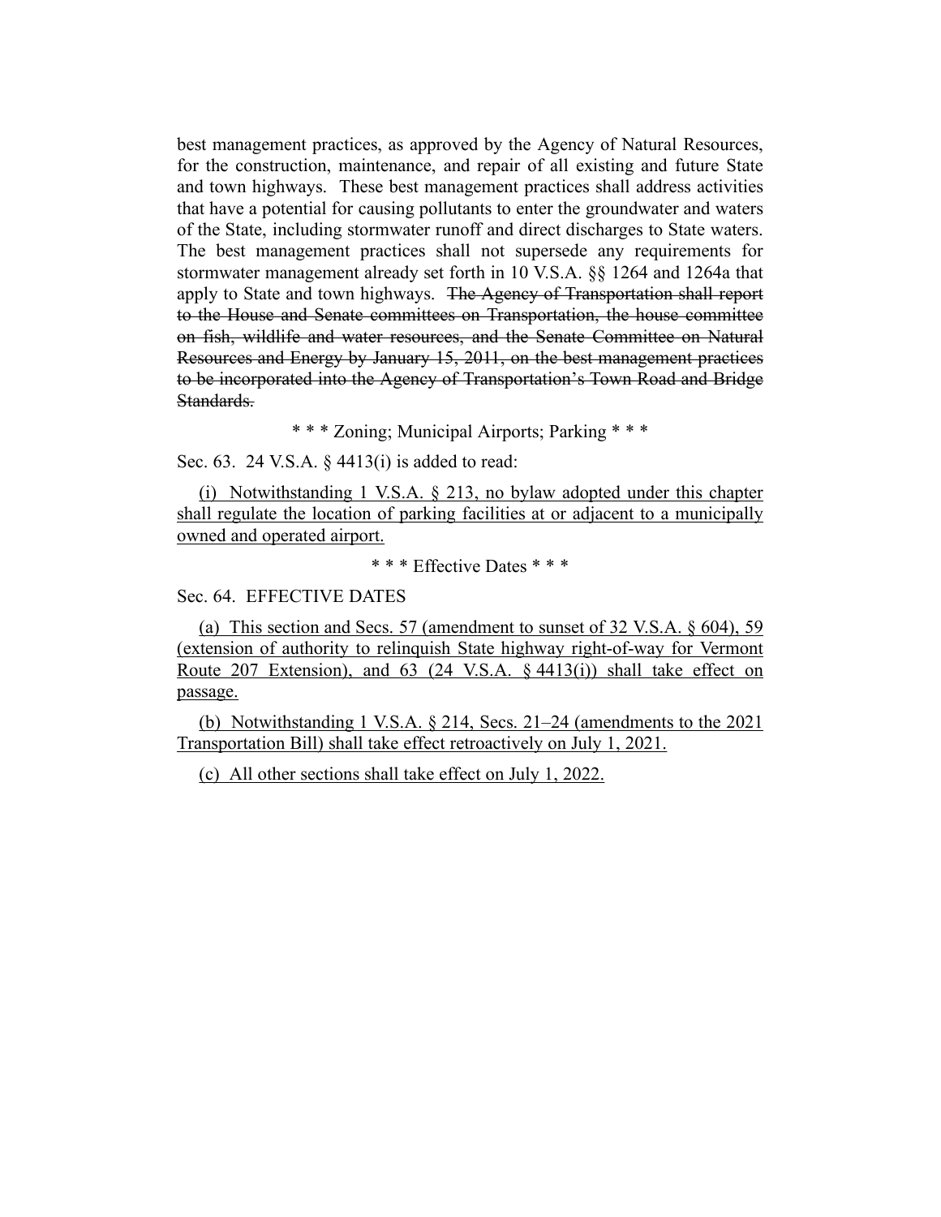best management practices, as approved by the Agency of Natural Resources, for the construction, maintenance, and repair of all existing and future State and town highways. These best management practices shall address activities that have a potential for causing pollutants to enter the groundwater and waters of the State, including stormwater runoff and direct discharges to State waters. The best management practices shall not supersede any requirements for stormwater management already set forth in 10 V.S.A. §§ 1264 and 1264a that apply to State and town highways. ~~The Agency of Transportation shall report to the House and Senate committees on Transportation, the house committee on fish, wildlife and water resources, and the Senate Committee on Natural Resources and Energy by January 15, 2011, on the best management practices to be incorporated into the Agency of Transportation's Town Road and Bridge Standards.~~

\* \* \* Zoning; Municipal Airports; Parking \* \* \*

Sec. 63. 24 V.S.A. § 4413(i) is added to read:

<u>(i) Notwithstanding 1 V.S.A. § 213, no bylaw adopted under this chapter shall regulate the location of parking facilities at or adjacent to a municipally owned and operated airport.</u>

\* \* \* Effective Dates \* \* \*

Sec. 64. EFFECTIVE DATES

<u>(a) This section and Secs. 57 (amendment to sunset of 32 V.S.A. § 604), 59 (extension of authority to relinquish State highway right-of-way for Vermont Route 207 Extension), and 63 (24 V.S.A. § 4413(i)) shall take effect on passage.</u>

<u>(b) Notwithstanding 1 V.S.A. § 214, Secs. 21–24 (amendments to the 2021 Transportation Bill) shall take effect retroactively on July 1, 2021.</u>

<u>(c) All other sections shall take effect on July 1, 2022.</u>